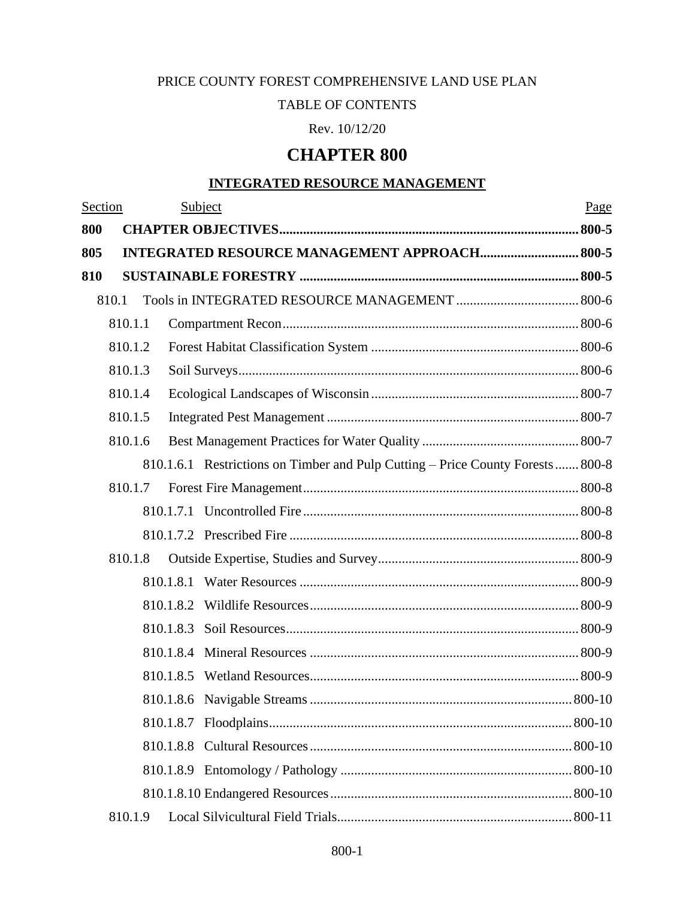PRICE COUNTY FOREST COMPREHENSIVE LAND USE PLAN

TABLE OF CONTENTS

Rev. 10/12/20

# CHAPTER 800

## INTEGRATED RESOURCE MANAGEMENT

| Section | Subject | Page |
|---|---|---|
| **800** | **CHAPTER OBJECTIVES** | **800-5** |
| **805** | **INTEGRATED RESOURCE MANAGEMENT APPROACH** | **800-5** |
| **810** | **SUSTAINABLE FORESTRY** | **800-5** |
| 810.1 | Tools in INTEGRATED RESOURCE MANAGEMENT | 800-6 |
| 810.1.1 | Compartment Recon | 800-6 |
| 810.1.2 | Forest Habitat Classification System | 800-6 |
| 810.1.3 | Soil Surveys | 800-6 |
| 810.1.4 | Ecological Landscapes of Wisconsin | 800-7 |
| 810.1.5 | Integrated Pest Management | 800-7 |
| 810.1.6 | Best Management Practices for Water Quality | 800-7 |
| 810.1.6.1 | Restrictions on Timber and Pulp Cutting – Price County Forests | 800-8 |
| 810.1.7 | Forest Fire Management | 800-8 |
| 810.1.7.1 | Uncontrolled Fire | 800-8 |
| 810.1.7.2 | Prescribed Fire | 800-8 |
| 810.1.8 | Outside Expertise, Studies and Survey | 800-9 |
| 810.1.8.1 | Water Resources | 800-9 |
| 810.1.8.2 | Wildlife Resources | 800-9 |
| 810.1.8.3 | Soil Resources | 800-9 |
| 810.1.8.4 | Mineral Resources | 800-9 |
| 810.1.8.5 | Wetland Resources | 800-9 |
| 810.1.8.6 | Navigable Streams | 800-10 |
| 810.1.8.7 | Floodplains | 800-10 |
| 810.1.8.8 | Cultural Resources | 800-10 |
| 810.1.8.9 | Entomology / Pathology | 800-10 |
| 810.1.8.10 | Endangered Resources | 800-10 |
| 810.1.9 | Local Silvicultural Field Trials | 800-11 |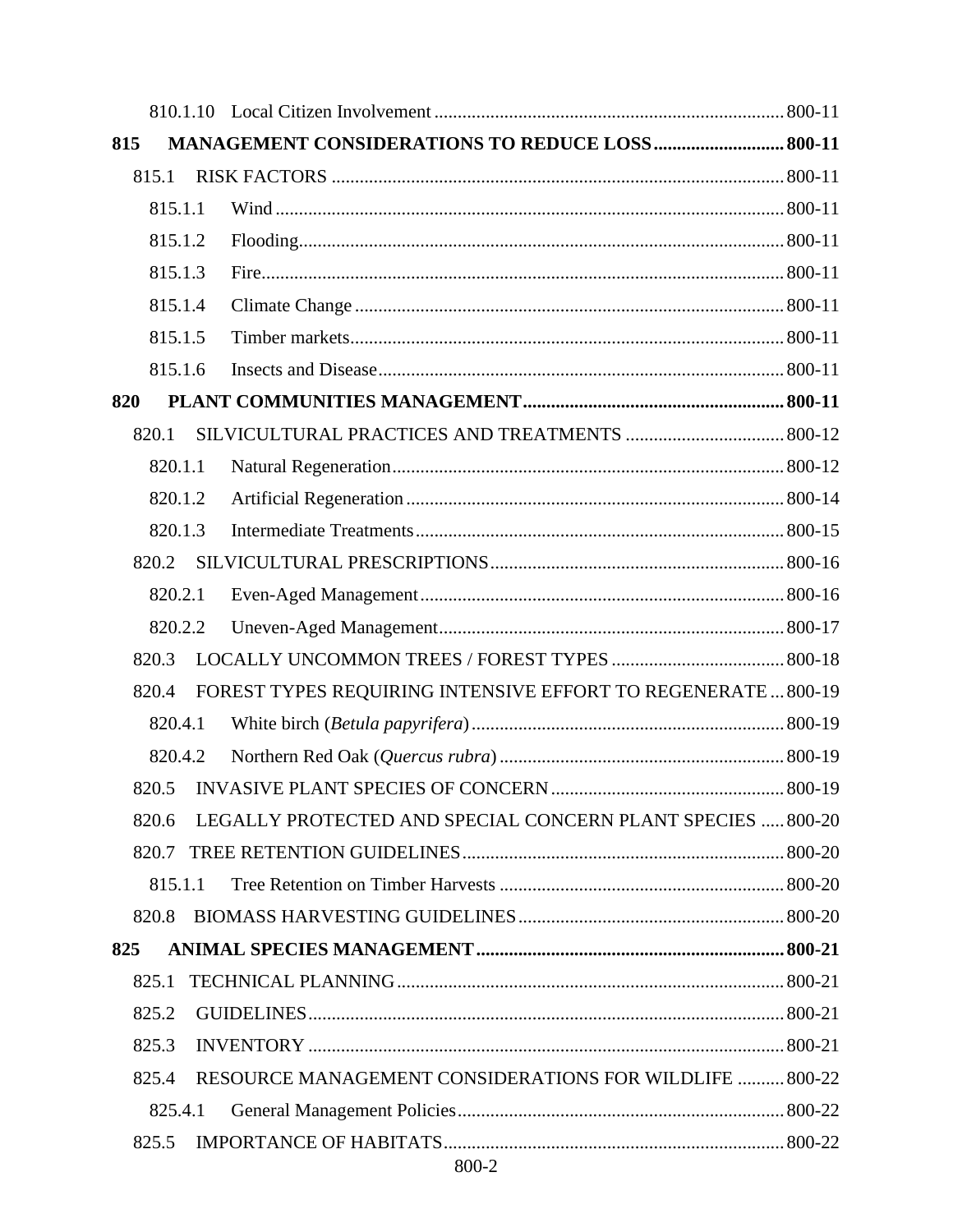| | | |
|---|---|---|
| 810.1.10 | Local Citizen Involvement | 800-11 |
| **815** | **MANAGEMENT CONSIDERATIONS TO REDUCE LOSS** | **800-11** |
| 815.1 | RISK FACTORS | 800-11 |
| 815.1.1 | Wind | 800-11 |
| 815.1.2 | Flooding | 800-11 |
| 815.1.3 | Fire | 800-11 |
| 815.1.4 | Climate Change | 800-11 |
| 815.1.5 | Timber markets | 800-11 |
| 815.1.6 | Insects and Disease | 800-11 |
| **820** | **PLANT COMMUNITIES MANAGEMENT** | **800-11** |
| 820.1 | SILVICULTURAL PRACTICES AND TREATMENTS | 800-12 |
| 820.1.1 | Natural Regeneration | 800-12 |
| 820.1.2 | Artificial Regeneration | 800-14 |
| 820.1.3 | Intermediate Treatments | 800-15 |
| 820.2 | SILVICULTURAL PRESCRIPTIONS | 800-16 |
| 820.2.1 | Even-Aged Management | 800-16 |
| 820.2.2 | Uneven-Aged Management | 800-17 |
| 820.3 | LOCALLY UNCOMMON TREES / FOREST TYPES | 800-18 |
| 820.4 | FOREST TYPES REQUIRING INTENSIVE EFFORT TO REGENERATE | 800-19 |
| 820.4.1 | White birch (*Betula papyrifera*) | 800-19 |
| 820.4.2 | Northern Red Oak (*Quercus rubra*) | 800-19 |
| 820.5 | INVASIVE PLANT SPECIES OF CONCERN | 800-19 |
| 820.6 | LEGALLY PROTECTED AND SPECIAL CONCERN PLANT SPECIES | 800-20 |
| 820.7 | TREE RETENTION GUIDELINES | 800-20 |
| 815.1.1 | Tree Retention on Timber Harvests | 800-20 |
| 820.8 | BIOMASS HARVESTING GUIDELINES | 800-20 |
| **825** | **ANIMAL SPECIES MANAGEMENT** | **800-21** |
| 825.1 | TECHNICAL PLANNING | 800-21 |
| 825.2 | GUIDELINES | 800-21 |
| 825.3 | INVENTORY | 800-21 |
| 825.4 | RESOURCE MANAGEMENT CONSIDERATIONS FOR WILDLIFE | 800-22 |
| 825.4.1 | General Management Policies | 800-22 |
| 825.5 | IMPORTANCE OF HABITATS | 800-22 |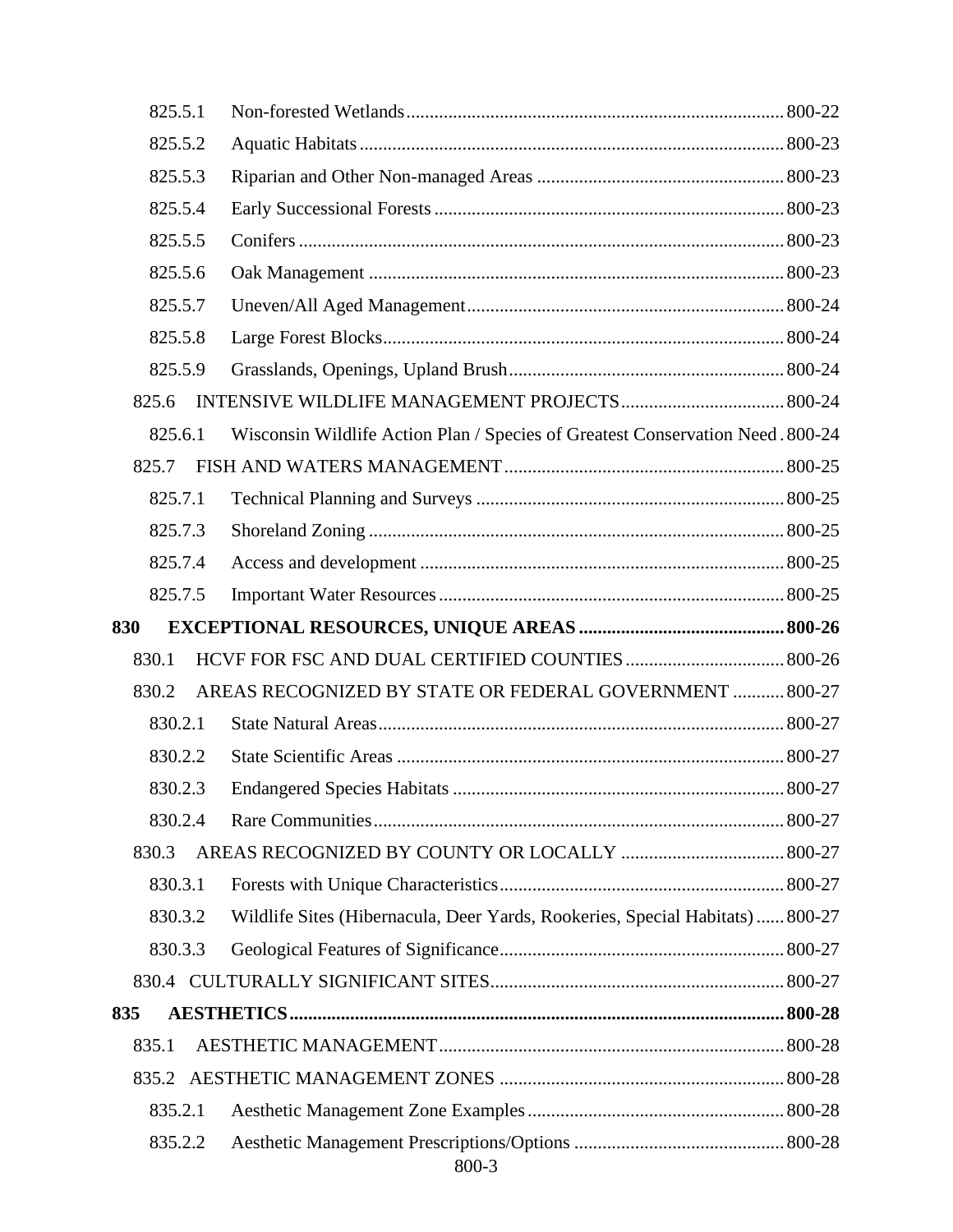825.5.1 Non-forested Wetlands ..... 800-22

825.5.2 Aquatic Habitats ..... 800-23

825.5.3 Riparian and Other Non-managed Areas ..... 800-23

825.5.4 Early Successional Forests ..... 800-23

825.5.5 Conifers ..... 800-23

825.5.6 Oak Management ..... 800-23

825.5.7 Uneven/All Aged Management ..... 800-24

825.5.8 Large Forest Blocks ..... 800-24

825.5.9 Grasslands, Openings, Upland Brush ..... 800-24

825.6 INTENSIVE WILDLIFE MANAGEMENT PROJECTS ..... 800-24

825.6.1 Wisconsin Wildlife Action Plan / Species of Greatest Conservation Need ..... 800-24

825.7 FISH AND WATERS MANAGEMENT ..... 800-25

825.7.1 Technical Planning and Surveys ..... 800-25

825.7.3 Shoreland Zoning ..... 800-25

825.7.4 Access and development ..... 800-25

825.7.5 Important Water Resources ..... 800-25

**830 EXCEPTIONAL RESOURCES, UNIQUE AREAS ..... 800-26**

830.1 HCVF FOR FSC AND DUAL CERTIFIED COUNTIES ..... 800-26

830.2 AREAS RECOGNIZED BY STATE OR FEDERAL GOVERNMENT ..... 800-27

830.2.1 State Natural Areas ..... 800-27

830.2.2 State Scientific Areas ..... 800-27

830.2.3 Endangered Species Habitats ..... 800-27

830.2.4 Rare Communities ..... 800-27

830.3 AREAS RECOGNIZED BY COUNTY OR LOCALLY ..... 800-27

830.3.1 Forests with Unique Characteristics ..... 800-27

830.3.2 Wildlife Sites (Hibernacula, Deer Yards, Rookeries, Special Habitats) ..... 800-27

830.3.3 Geological Features of Significance ..... 800-27

830.4 CULTURALLY SIGNIFICANT SITES ..... 800-27

**835 AESTHETICS ..... 800-28**

835.1 AESTHETIC MANAGEMENT ..... 800-28

835.2 AESTHETIC MANAGEMENT ZONES ..... 800-28

835.2.1 Aesthetic Management Zone Examples ..... 800-28

835.2.2 Aesthetic Management Prescriptions/Options ..... 800-28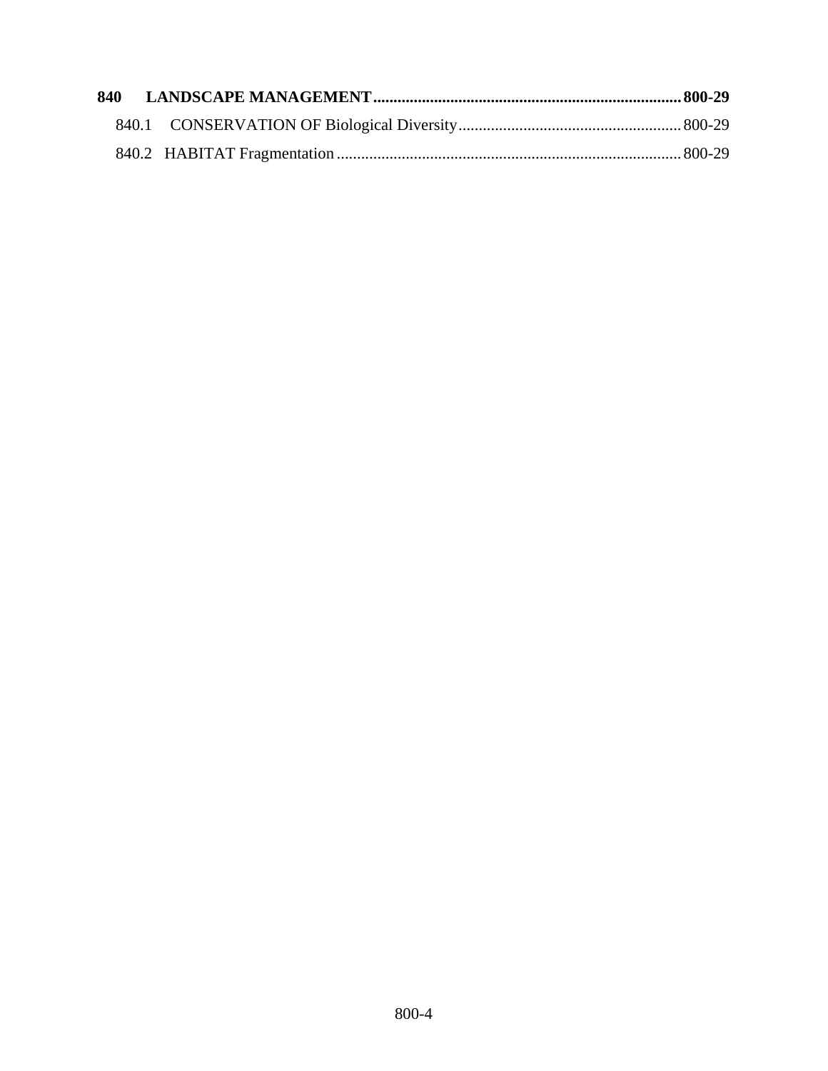**840 LANDSCAPE MANAGEMENT ........................................................................... 800-29**

840.1 CONSERVATION OF Biological Diversity ...................................................... 800-29

840.2 HABITAT Fragmentation .................................................................................... 800-29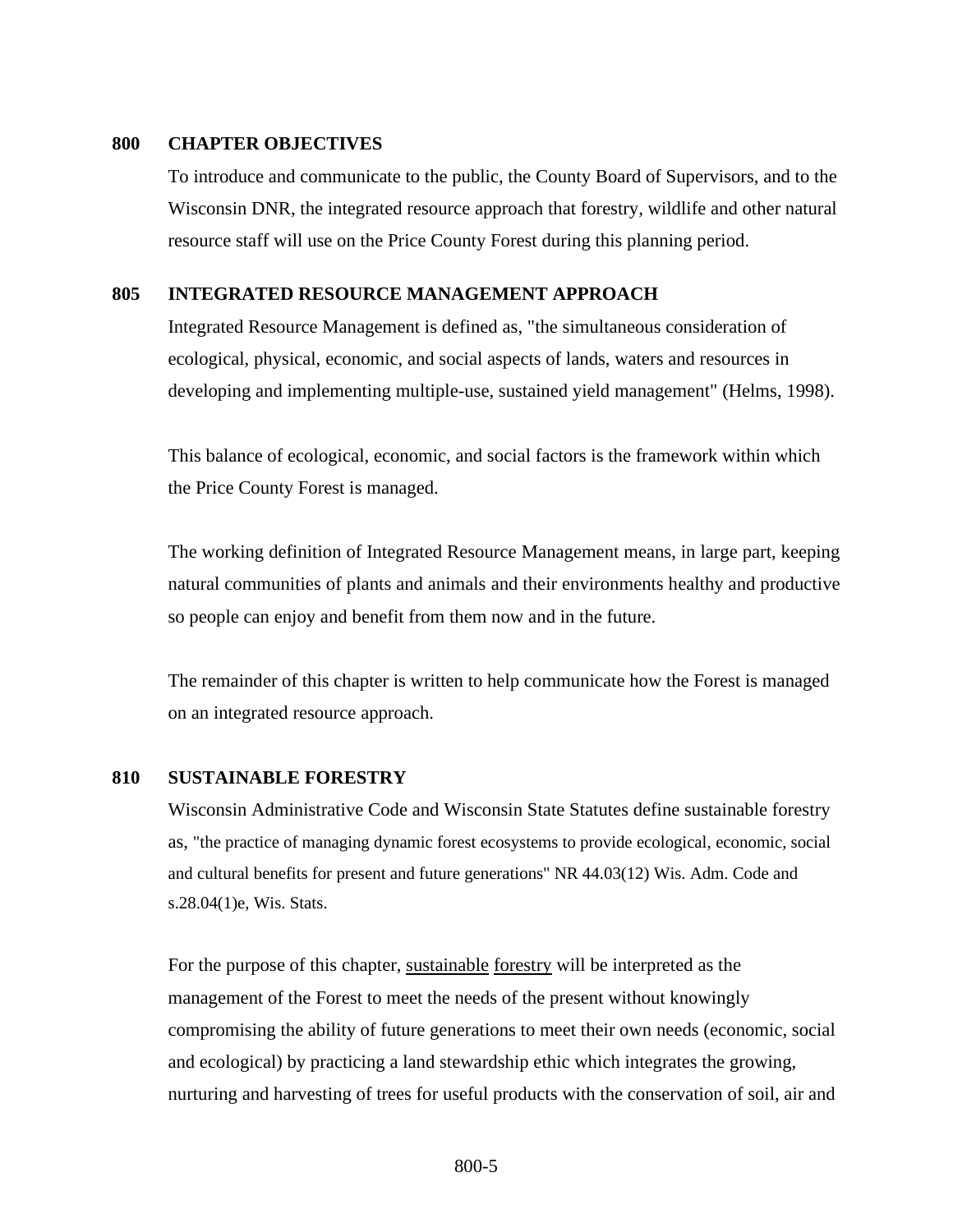## 800 CHAPTER OBJECTIVES

To introduce and communicate to the public, the County Board of Supervisors, and to the Wisconsin DNR, the integrated resource approach that forestry, wildlife and other natural resource staff will use on the Price County Forest during this planning period.

## 805 INTEGRATED RESOURCE MANAGEMENT APPROACH

Integrated Resource Management is defined as, "the simultaneous consideration of ecological, physical, economic, and social aspects of lands, waters and resources in developing and implementing multiple-use, sustained yield management" (Helms, 1998).

This balance of ecological, economic, and social factors is the framework within which the Price County Forest is managed.

The working definition of Integrated Resource Management means, in large part, keeping natural communities of plants and animals and their environments healthy and productive so people can enjoy and benefit from them now and in the future.

The remainder of this chapter is written to help communicate how the Forest is managed on an integrated resource approach.

## 810 SUSTAINABLE FORESTRY

Wisconsin Administrative Code and Wisconsin State Statutes define sustainable forestry as, "the practice of managing dynamic forest ecosystems to provide ecological, economic, social and cultural benefits for present and future generations" NR 44.03(12) Wis. Adm. Code and s.28.04(1)e, Wis. Stats.

For the purpose of this chapter, sustainable forestry will be interpreted as the management of the Forest to meet the needs of the present without knowingly compromising the ability of future generations to meet their own needs (economic, social and ecological) by practicing a land stewardship ethic which integrates the growing, nurturing and harvesting of trees for useful products with the conservation of soil, air and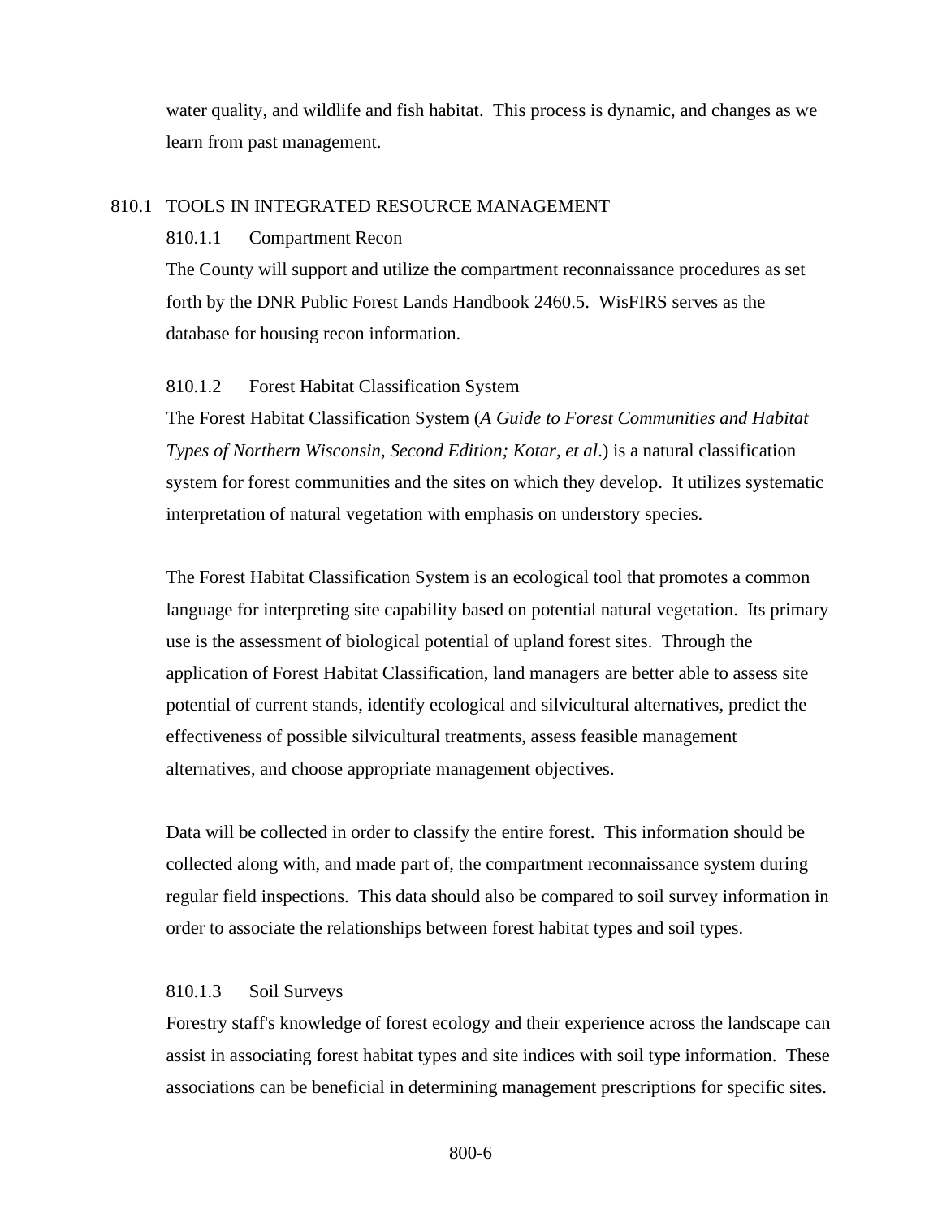water quality, and wildlife and fish habitat. This process is dynamic, and changes as we learn from past management.

## 810.1 TOOLS IN INTEGRATED RESOURCE MANAGEMENT

### 810.1.1 Compartment Recon

The County will support and utilize the compartment reconnaissance procedures as set forth by the DNR Public Forest Lands Handbook 2460.5. WisFIRS serves as the database for housing recon information.

### 810.1.2 Forest Habitat Classification System

The Forest Habitat Classification System (*A Guide to Forest Communities and Habitat Types of Northern Wisconsin, Second Edition; Kotar, et al*.) is a natural classification system for forest communities and the sites on which they develop. It utilizes systematic interpretation of natural vegetation with emphasis on understory species.

The Forest Habitat Classification System is an ecological tool that promotes a common language for interpreting site capability based on potential natural vegetation. Its primary use is the assessment of biological potential of <u>upland forest</u> sites. Through the application of Forest Habitat Classification, land managers are better able to assess site potential of current stands, identify ecological and silvicultural alternatives, predict the effectiveness of possible silvicultural treatments, assess feasible management alternatives, and choose appropriate management objectives.

Data will be collected in order to classify the entire forest. This information should be collected along with, and made part of, the compartment reconnaissance system during regular field inspections. This data should also be compared to soil survey information in order to associate the relationships between forest habitat types and soil types.

### 810.1.3 Soil Surveys

Forestry staff's knowledge of forest ecology and their experience across the landscape can assist in associating forest habitat types and site indices with soil type information. These associations can be beneficial in determining management prescriptions for specific sites.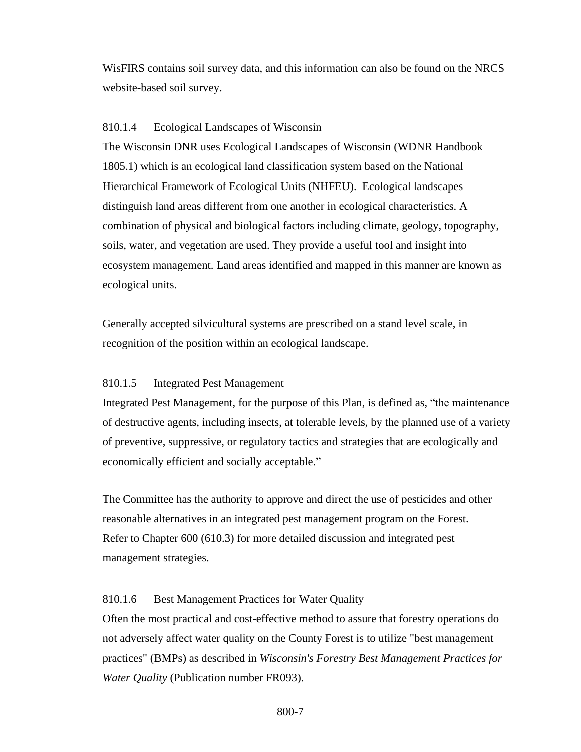WisFIRS contains soil survey data, and this information can also be found on the NRCS website-based soil survey.

### 810.1.4 Ecological Landscapes of Wisconsin

The Wisconsin DNR uses Ecological Landscapes of Wisconsin (WDNR Handbook 1805.1) which is an ecological land classification system based on the National Hierarchical Framework of Ecological Units (NHFEU). Ecological landscapes distinguish land areas different from one another in ecological characteristics. A combination of physical and biological factors including climate, geology, topography, soils, water, and vegetation are used. They provide a useful tool and insight into ecosystem management. Land areas identified and mapped in this manner are known as ecological units.

Generally accepted silvicultural systems are prescribed on a stand level scale, in recognition of the position within an ecological landscape.

### 810.1.5 Integrated Pest Management

Integrated Pest Management, for the purpose of this Plan, is defined as, "the maintenance of destructive agents, including insects, at tolerable levels, by the planned use of a variety of preventive, suppressive, or regulatory tactics and strategies that are ecologically and economically efficient and socially acceptable."

The Committee has the authority to approve and direct the use of pesticides and other reasonable alternatives in an integrated pest management program on the Forest. Refer to Chapter 600 (610.3) for more detailed discussion and integrated pest management strategies.

### 810.1.6 Best Management Practices for Water Quality

Often the most practical and cost-effective method to assure that forestry operations do not adversely affect water quality on the County Forest is to utilize "best management practices" (BMPs) as described in *Wisconsin's Forestry Best Management Practices for Water Quality* (Publication number FR093).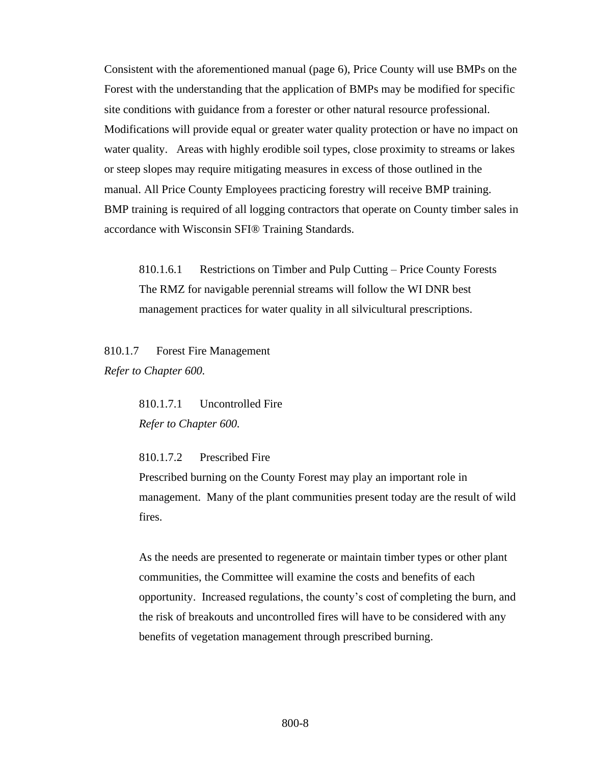Consistent with the aforementioned manual (page 6), Price County will use BMPs on the Forest with the understanding that the application of BMPs may be modified for specific site conditions with guidance from a forester or other natural resource professional. Modifications will provide equal or greater water quality protection or have no impact on water quality. Areas with highly erodible soil types, close proximity to streams or lakes or steep slopes may require mitigating measures in excess of those outlined in the manual. All Price County Employees practicing forestry will receive BMP training. BMP training is required of all logging contractors that operate on County timber sales in accordance with Wisconsin SFI® Training Standards.

#### 810.1.6.1 Restrictions on Timber and Pulp Cutting – Price County Forests

The RMZ for navigable perennial streams will follow the WI DNR best management practices for water quality in all silvicultural prescriptions.

### 810.1.7 Forest Fire Management

*Refer to Chapter 600.*

#### 810.1.7.1 Uncontrolled Fire

*Refer to Chapter 600.*

#### 810.1.7.2 Prescribed Fire

Prescribed burning on the County Forest may play an important role in management. Many of the plant communities present today are the result of wild fires.

As the needs are presented to regenerate or maintain timber types or other plant communities, the Committee will examine the costs and benefits of each opportunity. Increased regulations, the county's cost of completing the burn, and the risk of breakouts and uncontrolled fires will have to be considered with any benefits of vegetation management through prescribed burning.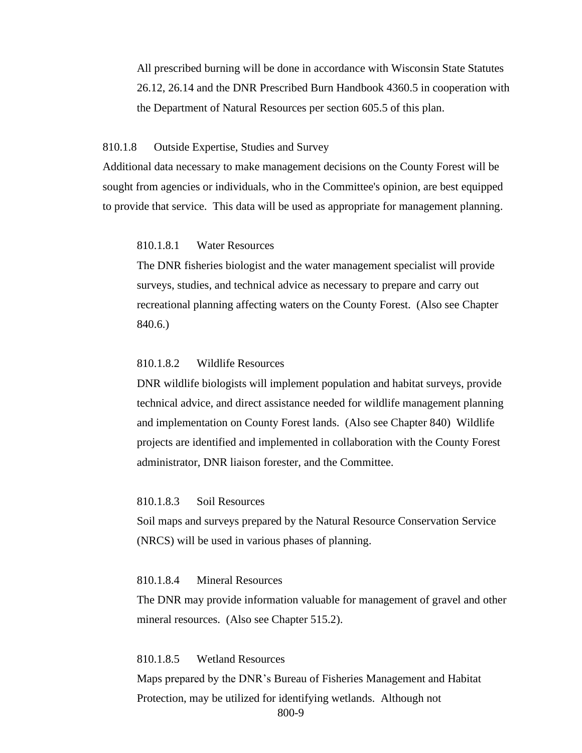All prescribed burning will be done in accordance with Wisconsin State Statutes 26.12, 26.14 and the DNR Prescribed Burn Handbook 4360.5 in cooperation with the Department of Natural Resources per section 605.5 of this plan.

### 810.1.8 Outside Expertise, Studies and Survey

Additional data necessary to make management decisions on the County Forest will be sought from agencies or individuals, who in the Committee's opinion, are best equipped to provide that service. This data will be used as appropriate for management planning.

#### 810.1.8.1 Water Resources

The DNR fisheries biologist and the water management specialist will provide surveys, studies, and technical advice as necessary to prepare and carry out recreational planning affecting waters on the County Forest. (Also see Chapter 840.6.)

#### 810.1.8.2 Wildlife Resources

DNR wildlife biologists will implement population and habitat surveys, provide technical advice, and direct assistance needed for wildlife management planning and implementation on County Forest lands. (Also see Chapter 840) Wildlife projects are identified and implemented in collaboration with the County Forest administrator, DNR liaison forester, and the Committee.

#### 810.1.8.3 Soil Resources

Soil maps and surveys prepared by the Natural Resource Conservation Service (NRCS) will be used in various phases of planning.

#### 810.1.8.4 Mineral Resources

The DNR may provide information valuable for management of gravel and other mineral resources. (Also see Chapter 515.2).

#### 810.1.8.5 Wetland Resources

Maps prepared by the DNR's Bureau of Fisheries Management and Habitat Protection, may be utilized for identifying wetlands. Although not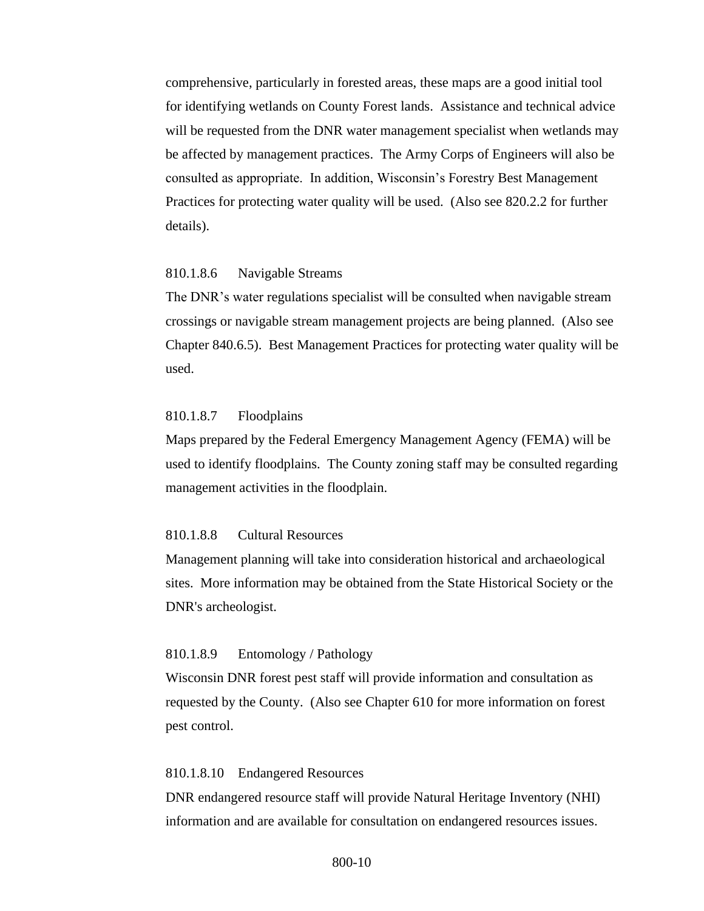comprehensive, particularly in forested areas, these maps are a good initial tool for identifying wetlands on County Forest lands. Assistance and technical advice will be requested from the DNR water management specialist when wetlands may be affected by management practices. The Army Corps of Engineers will also be consulted as appropriate. In addition, Wisconsin's Forestry Best Management Practices for protecting water quality will be used. (Also see 820.2.2 for further details).

#### 810.1.8.6 Navigable Streams

The DNR's water regulations specialist will be consulted when navigable stream crossings or navigable stream management projects are being planned. (Also see Chapter 840.6.5). Best Management Practices for protecting water quality will be used.

#### 810.1.8.7 Floodplains

Maps prepared by the Federal Emergency Management Agency (FEMA) will be used to identify floodplains. The County zoning staff may be consulted regarding management activities in the floodplain.

#### 810.1.8.8 Cultural Resources

Management planning will take into consideration historical and archaeological sites. More information may be obtained from the State Historical Society or the DNR's archeologist.

#### 810.1.8.9 Entomology / Pathology

Wisconsin DNR forest pest staff will provide information and consultation as requested by the County. (Also see Chapter 610 for more information on forest pest control.

#### 810.1.8.10 Endangered Resources

DNR endangered resource staff will provide Natural Heritage Inventory (NHI) information and are available for consultation on endangered resources issues.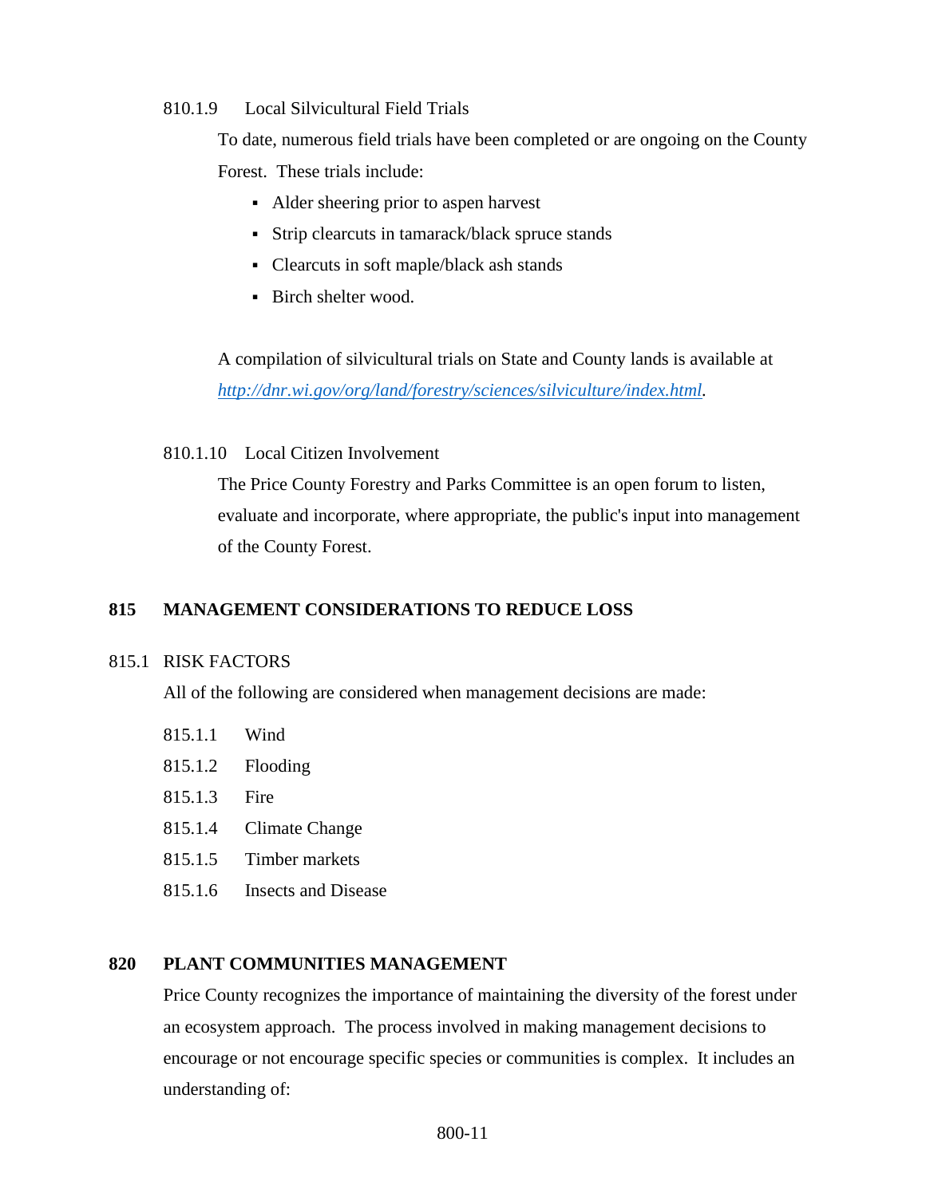#### 810.1.9 Local Silvicultural Field Trials

To date, numerous field trials have been completed or are ongoing on the County Forest. These trials include:

- Alder sheering prior to aspen harvest
- Strip clearcuts in tamarack/black spruce stands
- Clearcuts in soft maple/black ash stands
- Birch shelter wood.

A compilation of silvicultural trials on State and County lands is available at *http://dnr.wi.gov/org/land/forestry/sciences/silviculture/index.html*.

#### 810.1.10 Local Citizen Involvement

The Price County Forestry and Parks Committee is an open forum to listen, evaluate and incorporate, where appropriate, the public's input into management of the County Forest.

## 815 MANAGEMENT CONSIDERATIONS TO REDUCE LOSS

### 815.1 RISK FACTORS

All of the following are considered when management decisions are made:

815.1.1 Wind

815.1.2 Flooding

815.1.3 Fire

815.1.4 Climate Change

815.1.5 Timber markets

815.1.6 Insects and Disease

## 820 PLANT COMMUNITIES MANAGEMENT

Price County recognizes the importance of maintaining the diversity of the forest under an ecosystem approach. The process involved in making management decisions to encourage or not encourage specific species or communities is complex. It includes an understanding of: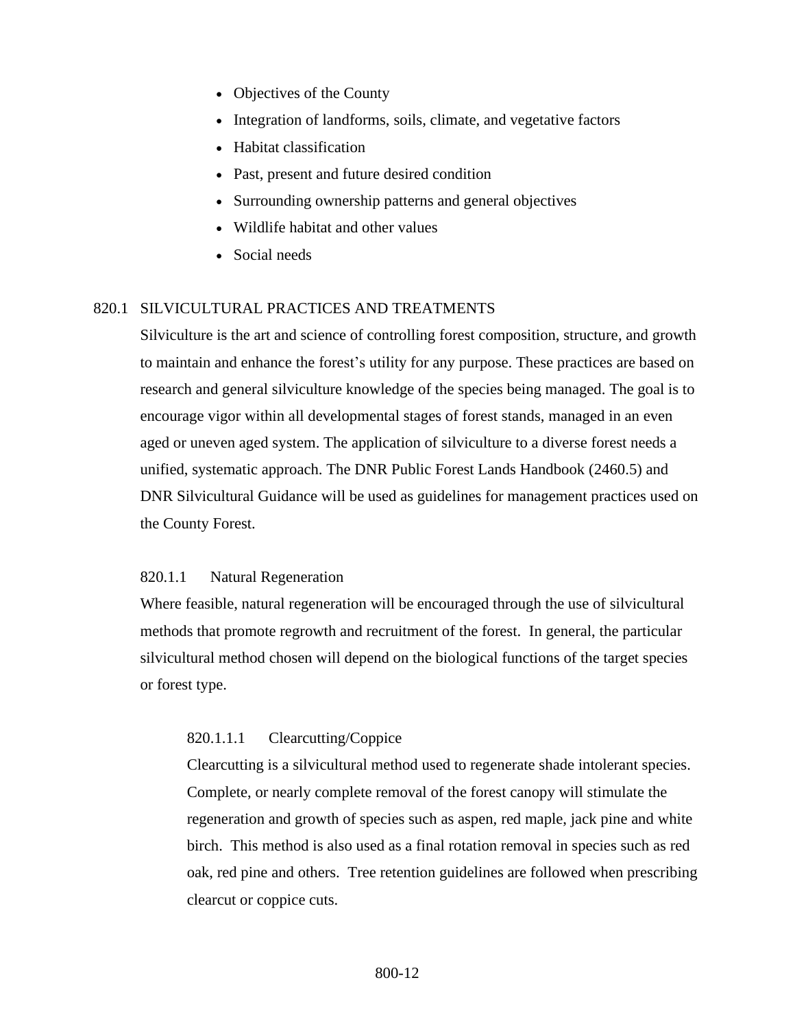- Objectives of the County
- Integration of landforms, soils, climate, and vegetative factors
- Habitat classification
- Past, present and future desired condition
- Surrounding ownership patterns and general objectives
- Wildlife habitat and other values
- Social needs

## 820.1 SILVICULTURAL PRACTICES AND TREATMENTS

Silviculture is the art and science of controlling forest composition, structure, and growth to maintain and enhance the forest's utility for any purpose. These practices are based on research and general silviculture knowledge of the species being managed. The goal is to encourage vigor within all developmental stages of forest stands, managed in an even aged or uneven aged system. The application of silviculture to a diverse forest needs a unified, systematic approach. The DNR Public Forest Lands Handbook (2460.5) and DNR Silvicultural Guidance will be used as guidelines for management practices used on the County Forest.

### 820.1.1 Natural Regeneration

Where feasible, natural regeneration will be encouraged through the use of silvicultural methods that promote regrowth and recruitment of the forest. In general, the particular silvicultural method chosen will depend on the biological functions of the target species or forest type.

#### 820.1.1.1 Clearcutting/Coppice

Clearcutting is a silvicultural method used to regenerate shade intolerant species. Complete, or nearly complete removal of the forest canopy will stimulate the regeneration and growth of species such as aspen, red maple, jack pine and white birch. This method is also used as a final rotation removal in species such as red oak, red pine and others. Tree retention guidelines are followed when prescribing clearcut or coppice cuts.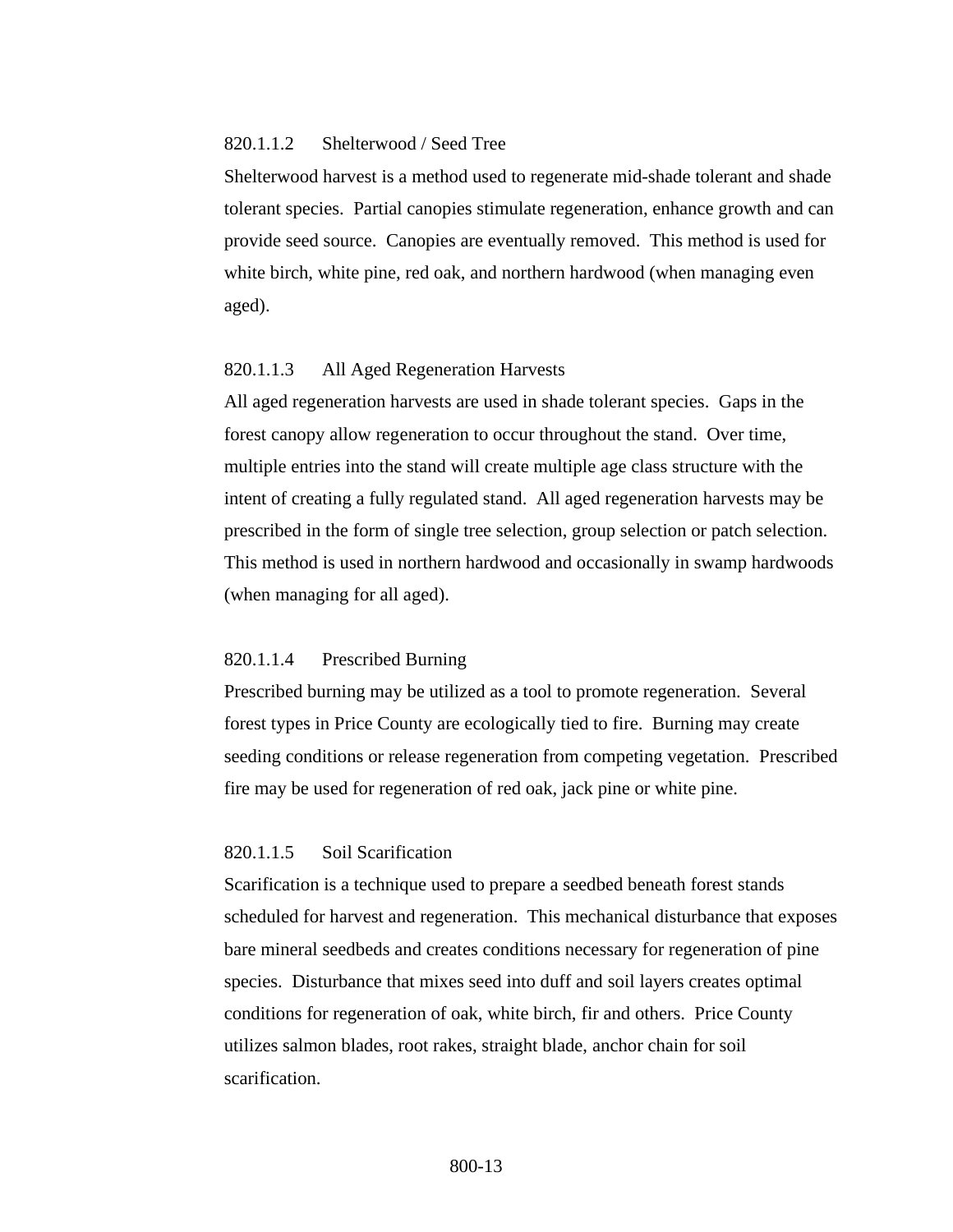#### 820.1.1.2 Shelterwood / Seed Tree

Shelterwood harvest is a method used to regenerate mid-shade tolerant and shade tolerant species. Partial canopies stimulate regeneration, enhance growth and can provide seed source. Canopies are eventually removed. This method is used for white birch, white pine, red oak, and northern hardwood (when managing even aged).

#### 820.1.1.3 All Aged Regeneration Harvests

All aged regeneration harvests are used in shade tolerant species. Gaps in the forest canopy allow regeneration to occur throughout the stand. Over time, multiple entries into the stand will create multiple age class structure with the intent of creating a fully regulated stand. All aged regeneration harvests may be prescribed in the form of single tree selection, group selection or patch selection. This method is used in northern hardwood and occasionally in swamp hardwoods (when managing for all aged).

#### 820.1.1.4 Prescribed Burning

Prescribed burning may be utilized as a tool to promote regeneration. Several forest types in Price County are ecologically tied to fire. Burning may create seeding conditions or release regeneration from competing vegetation. Prescribed fire may be used for regeneration of red oak, jack pine or white pine.

#### 820.1.1.5 Soil Scarification

Scarification is a technique used to prepare a seedbed beneath forest stands scheduled for harvest and regeneration. This mechanical disturbance that exposes bare mineral seedbeds and creates conditions necessary for regeneration of pine species. Disturbance that mixes seed into duff and soil layers creates optimal conditions for regeneration of oak, white birch, fir and others. Price County utilizes salmon blades, root rakes, straight blade, anchor chain for soil scarification.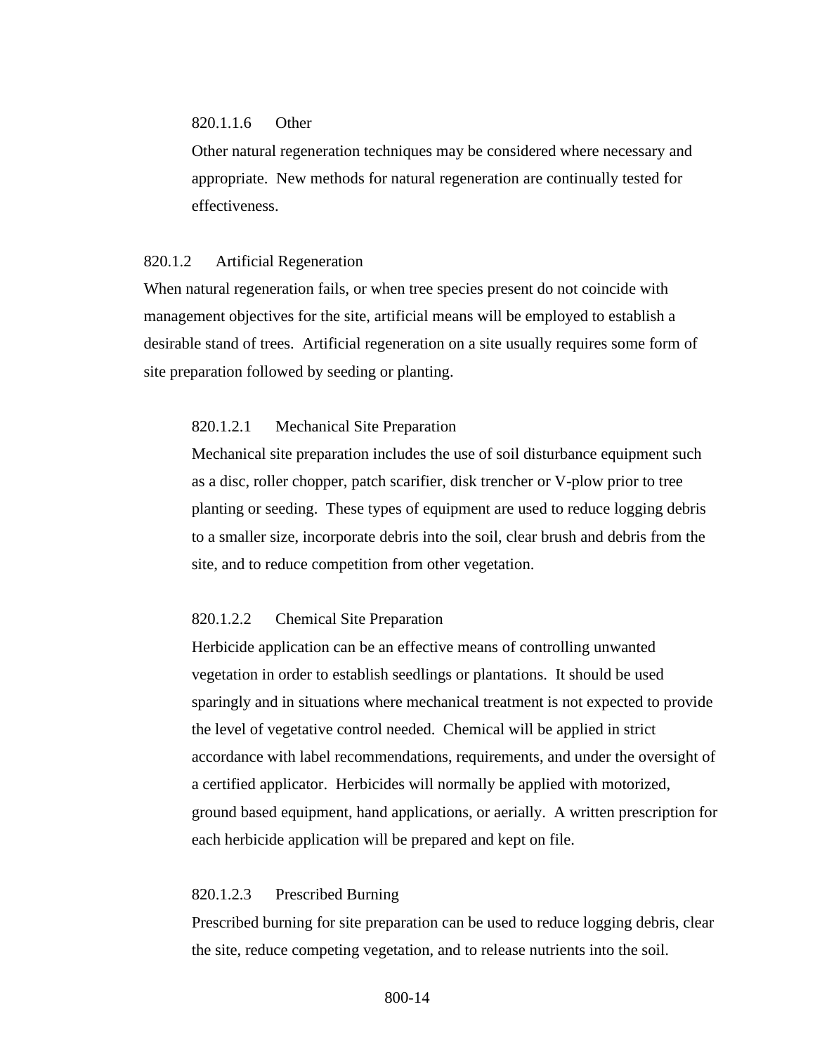#### 820.1.1.6 Other

Other natural regeneration techniques may be considered where necessary and appropriate. New methods for natural regeneration are continually tested for effectiveness.

### 820.1.2 Artificial Regeneration

When natural regeneration fails, or when tree species present do not coincide with management objectives for the site, artificial means will be employed to establish a desirable stand of trees. Artificial regeneration on a site usually requires some form of site preparation followed by seeding or planting.

#### 820.1.2.1 Mechanical Site Preparation

Mechanical site preparation includes the use of soil disturbance equipment such as a disc, roller chopper, patch scarifier, disk trencher or V-plow prior to tree planting or seeding. These types of equipment are used to reduce logging debris to a smaller size, incorporate debris into the soil, clear brush and debris from the site, and to reduce competition from other vegetation.

#### 820.1.2.2 Chemical Site Preparation

Herbicide application can be an effective means of controlling unwanted vegetation in order to establish seedlings or plantations. It should be used sparingly and in situations where mechanical treatment is not expected to provide the level of vegetative control needed. Chemical will be applied in strict accordance with label recommendations, requirements, and under the oversight of a certified applicator. Herbicides will normally be applied with motorized, ground based equipment, hand applications, or aerially. A written prescription for each herbicide application will be prepared and kept on file.

#### 820.1.2.3 Prescribed Burning

Prescribed burning for site preparation can be used to reduce logging debris, clear the site, reduce competing vegetation, and to release nutrients into the soil.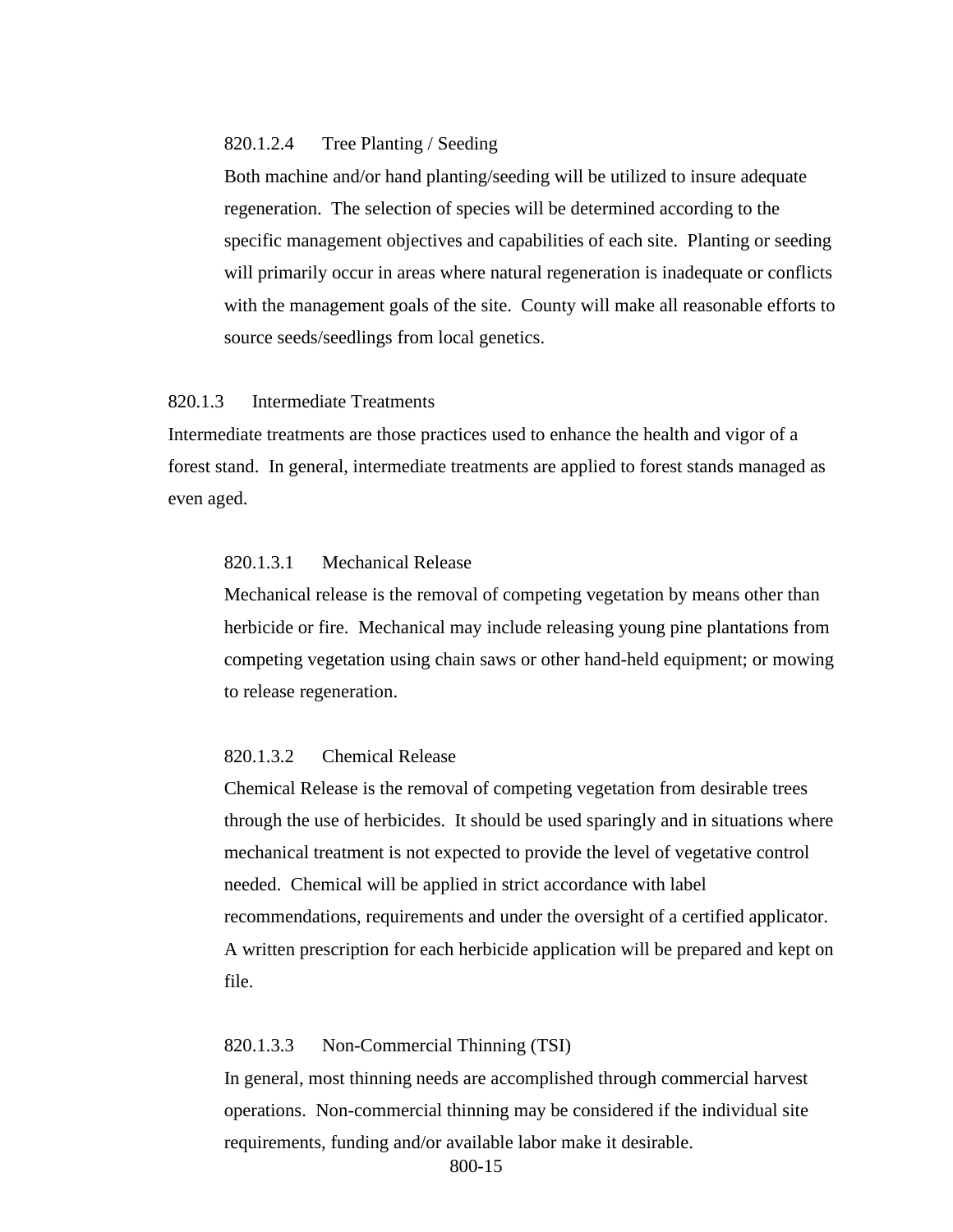#### 820.1.2.4 Tree Planting / Seeding

Both machine and/or hand planting/seeding will be utilized to insure adequate regeneration. The selection of species will be determined according to the specific management objectives and capabilities of each site. Planting or seeding will primarily occur in areas where natural regeneration is inadequate or conflicts with the management goals of the site. County will make all reasonable efforts to source seeds/seedlings from local genetics.

### 820.1.3 Intermediate Treatments

Intermediate treatments are those practices used to enhance the health and vigor of a forest stand. In general, intermediate treatments are applied to forest stands managed as even aged.

#### 820.1.3.1 Mechanical Release

Mechanical release is the removal of competing vegetation by means other than herbicide or fire. Mechanical may include releasing young pine plantations from competing vegetation using chain saws or other hand-held equipment; or mowing to release regeneration.

#### 820.1.3.2 Chemical Release

Chemical Release is the removal of competing vegetation from desirable trees through the use of herbicides. It should be used sparingly and in situations where mechanical treatment is not expected to provide the level of vegetative control needed. Chemical will be applied in strict accordance with label recommendations, requirements and under the oversight of a certified applicator. A written prescription for each herbicide application will be prepared and kept on file.

#### 820.1.3.3 Non-Commercial Thinning (TSI)

In general, most thinning needs are accomplished through commercial harvest operations. Non-commercial thinning may be considered if the individual site requirements, funding and/or available labor make it desirable.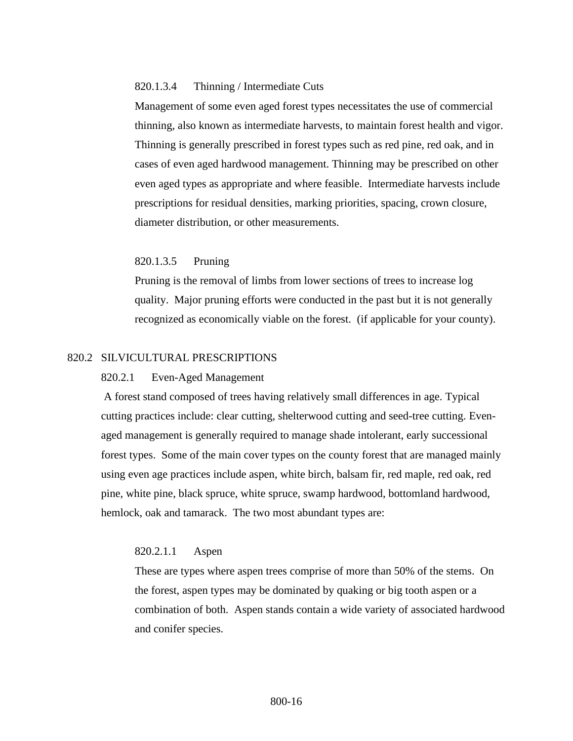#### 820.1.3.4 Thinning / Intermediate Cuts

Management of some even aged forest types necessitates the use of commercial thinning, also known as intermediate harvests, to maintain forest health and vigor. Thinning is generally prescribed in forest types such as red pine, red oak, and in cases of even aged hardwood management. Thinning may be prescribed on other even aged types as appropriate and where feasible. Intermediate harvests include prescriptions for residual densities, marking priorities, spacing, crown closure, diameter distribution, or other measurements.

#### 820.1.3.5 Pruning

Pruning is the removal of limbs from lower sections of trees to increase log quality. Major pruning efforts were conducted in the past but it is not generally recognized as economically viable on the forest. (if applicable for your county).

## 820.2 SILVICULTURAL PRESCRIPTIONS

### 820.2.1 Even-Aged Management

A forest stand composed of trees having relatively small differences in age. Typical cutting practices include: clear cutting, shelterwood cutting and seed-tree cutting. Even-aged management is generally required to manage shade intolerant, early successional forest types. Some of the main cover types on the county forest that are managed mainly using even age practices include aspen, white birch, balsam fir, red maple, red oak, red pine, white pine, black spruce, white spruce, swamp hardwood, bottomland hardwood, hemlock, oak and tamarack. The two most abundant types are:

#### 820.2.1.1 Aspen

These are types where aspen trees comprise of more than 50% of the stems. On the forest, aspen types may be dominated by quaking or big tooth aspen or a combination of both. Aspen stands contain a wide variety of associated hardwood and conifer species.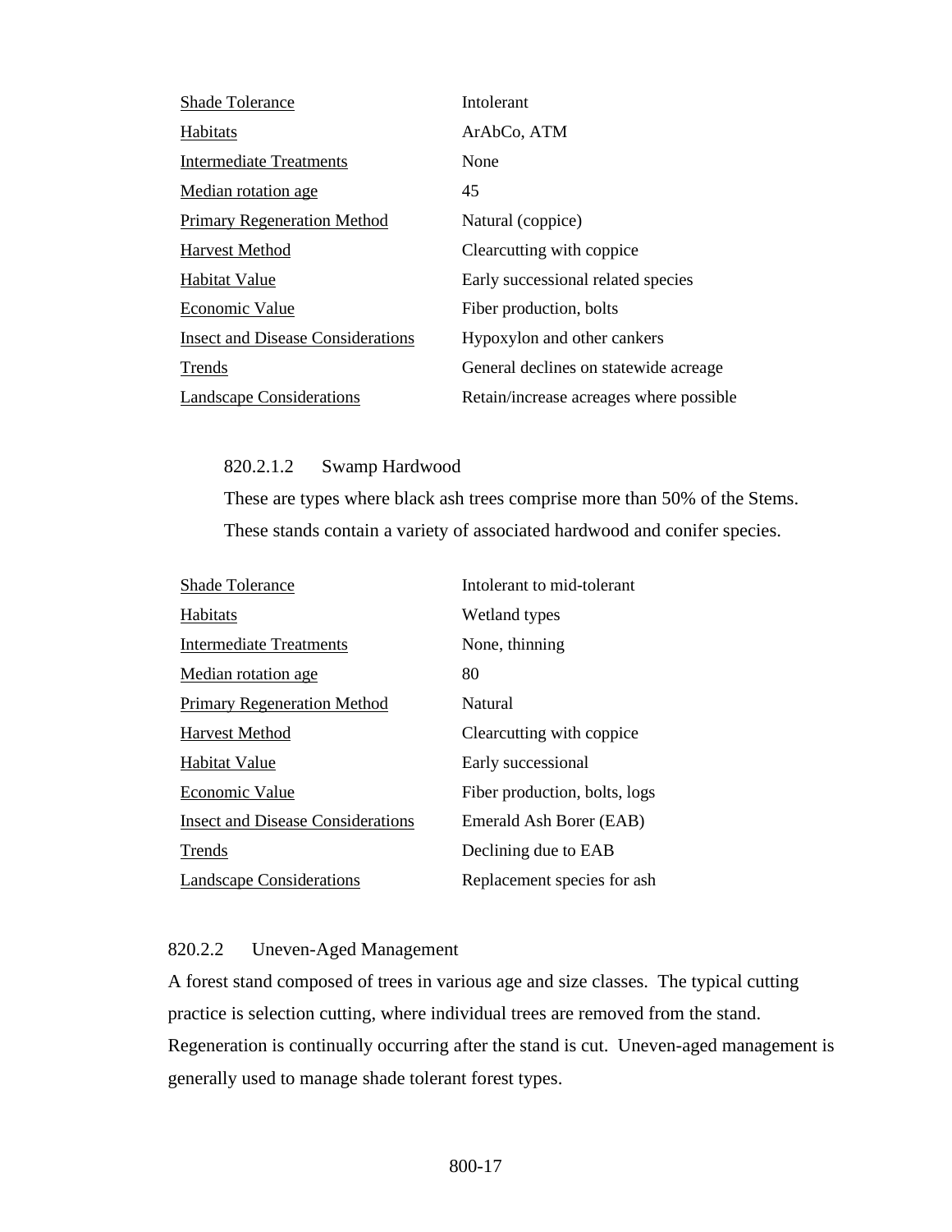| | |
|---|---|
| Shade Tolerance | Intolerant |
| Habitats | ArAbCo, ATM |
| Intermediate Treatments | None |
| Median rotation age | 45 |
| Primary Regeneration Method | Natural (coppice) |
| Harvest Method | Clearcutting with coppice |
| Habitat Value | Early successional related species |
| Economic Value | Fiber production, bolts |
| Insect and Disease Considerations | Hypoxylon and other cankers |
| Trends | General declines on statewide acreage |
| Landscape Considerations | Retain/increase acreages where possible |

#### 820.2.1.2 Swamp Hardwood

These are types where black ash trees comprise more than 50% of the Stems. These stands contain a variety of associated hardwood and conifer species.

| | |
|---|---|
| Shade Tolerance | Intolerant to mid-tolerant |
| Habitats | Wetland types |
| Intermediate Treatments | None, thinning |
| Median rotation age | 80 |
| Primary Regeneration Method | Natural |
| Harvest Method | Clearcutting with coppice |
| Habitat Value | Early successional |
| Economic Value | Fiber production, bolts, logs |
| Insect and Disease Considerations | Emerald Ash Borer (EAB) |
| Trends | Declining due to EAB |
| Landscape Considerations | Replacement species for ash |

### 820.2.2 Uneven-Aged Management

A forest stand composed of trees in various age and size classes. The typical cutting practice is selection cutting, where individual trees are removed from the stand. Regeneration is continually occurring after the stand is cut. Uneven-aged management is generally used to manage shade tolerant forest types.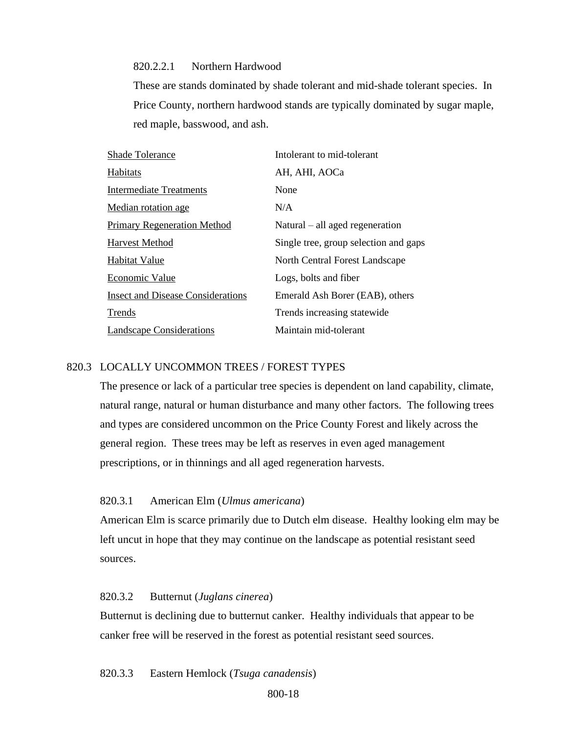#### 820.2.2.1 Northern Hardwood

These are stands dominated by shade tolerant and mid-shade tolerant species. In Price County, northern hardwood stands are typically dominated by sugar maple, red maple, basswood, and ash.

| | |
|---|---|
| Shade Tolerance | Intolerant to mid-tolerant |
| Habitats | AH, AHI, AOCa |
| Intermediate Treatments | None |
| Median rotation age | N/A |
| Primary Regeneration Method | Natural – all aged regeneration |
| Harvest Method | Single tree, group selection and gaps |
| Habitat Value | North Central Forest Landscape |
| Economic Value | Logs, bolts and fiber |
| Insect and Disease Considerations | Emerald Ash Borer (EAB), others |
| Trends | Trends increasing statewide |
| Landscape Considerations | Maintain mid-tolerant |

## 820.3 LOCALLY UNCOMMON TREES / FOREST TYPES

The presence or lack of a particular tree species is dependent on land capability, climate, natural range, natural or human disturbance and many other factors. The following trees and types are considered uncommon on the Price County Forest and likely across the general region. These trees may be left as reserves in even aged management prescriptions, or in thinnings and all aged regeneration harvests.

### 820.3.1 American Elm (*Ulmus americana*)

American Elm is scarce primarily due to Dutch elm disease. Healthy looking elm may be left uncut in hope that they may continue on the landscape as potential resistant seed sources.

### 820.3.2 Butternut (*Juglans cinerea*)

Butternut is declining due to butternut canker. Healthy individuals that appear to be canker free will be reserved in the forest as potential resistant seed sources.

### 820.3.3 Eastern Hemlock (*Tsuga canadensis*)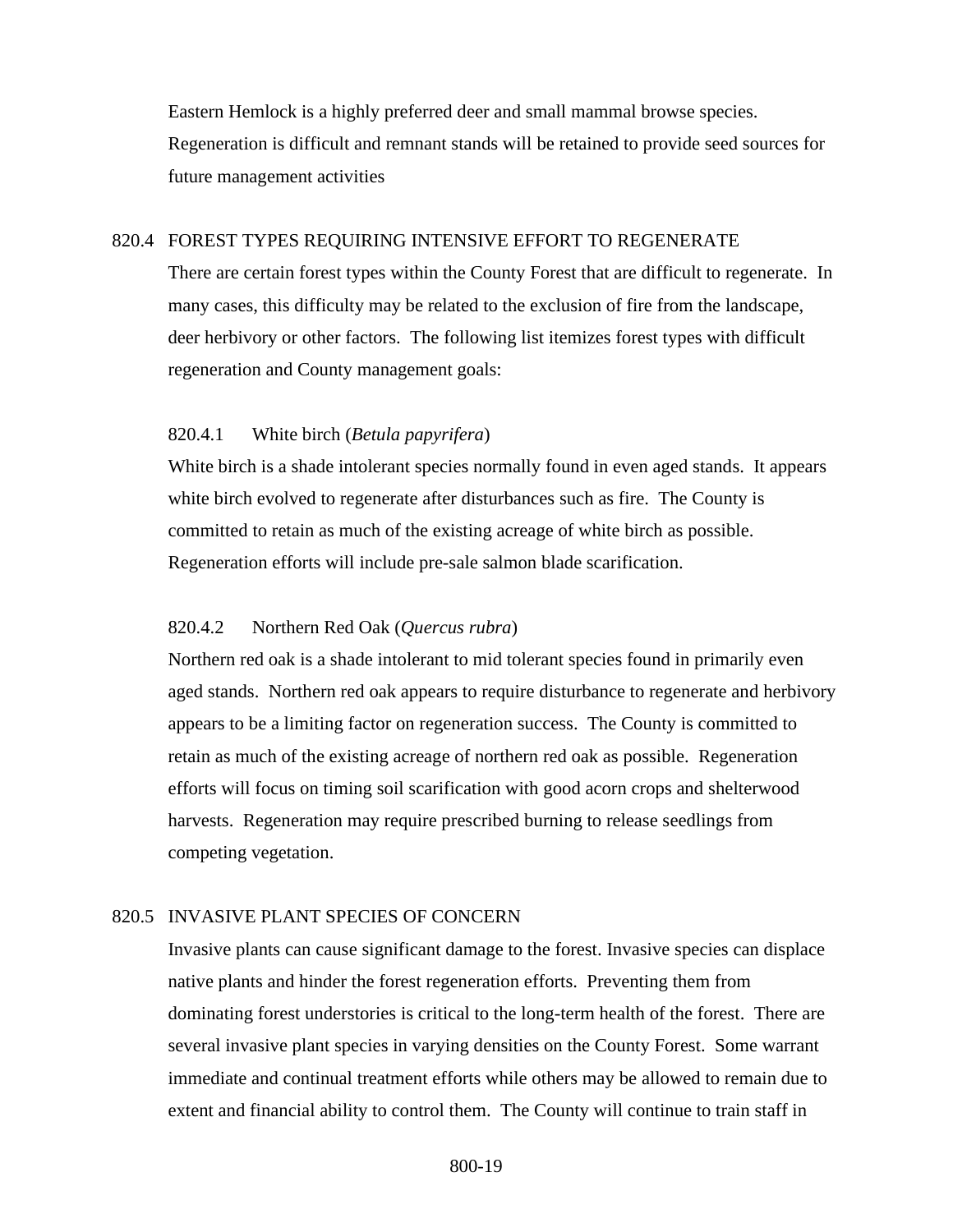Eastern Hemlock is a highly preferred deer and small mammal browse species. Regeneration is difficult and remnant stands will be retained to provide seed sources for future management activities

## 820.4 FOREST TYPES REQUIRING INTENSIVE EFFORT TO REGENERATE

There are certain forest types within the County Forest that are difficult to regenerate. In many cases, this difficulty may be related to the exclusion of fire from the landscape, deer herbivory or other factors. The following list itemizes forest types with difficult regeneration and County management goals:

### 820.4.1 White birch (*Betula papyrifera*)

White birch is a shade intolerant species normally found in even aged stands. It appears white birch evolved to regenerate after disturbances such as fire. The County is committed to retain as much of the existing acreage of white birch as possible. Regeneration efforts will include pre-sale salmon blade scarification.

### 820.4.2 Northern Red Oak (*Quercus rubra*)

Northern red oak is a shade intolerant to mid tolerant species found in primarily even aged stands. Northern red oak appears to require disturbance to regenerate and herbivory appears to be a limiting factor on regeneration success. The County is committed to retain as much of the existing acreage of northern red oak as possible. Regeneration efforts will focus on timing soil scarification with good acorn crops and shelterwood harvests. Regeneration may require prescribed burning to release seedlings from competing vegetation.

## 820.5 INVASIVE PLANT SPECIES OF CONCERN

Invasive plants can cause significant damage to the forest. Invasive species can displace native plants and hinder the forest regeneration efforts. Preventing them from dominating forest understories is critical to the long-term health of the forest. There are several invasive plant species in varying densities on the County Forest. Some warrant immediate and continual treatment efforts while others may be allowed to remain due to extent and financial ability to control them. The County will continue to train staff in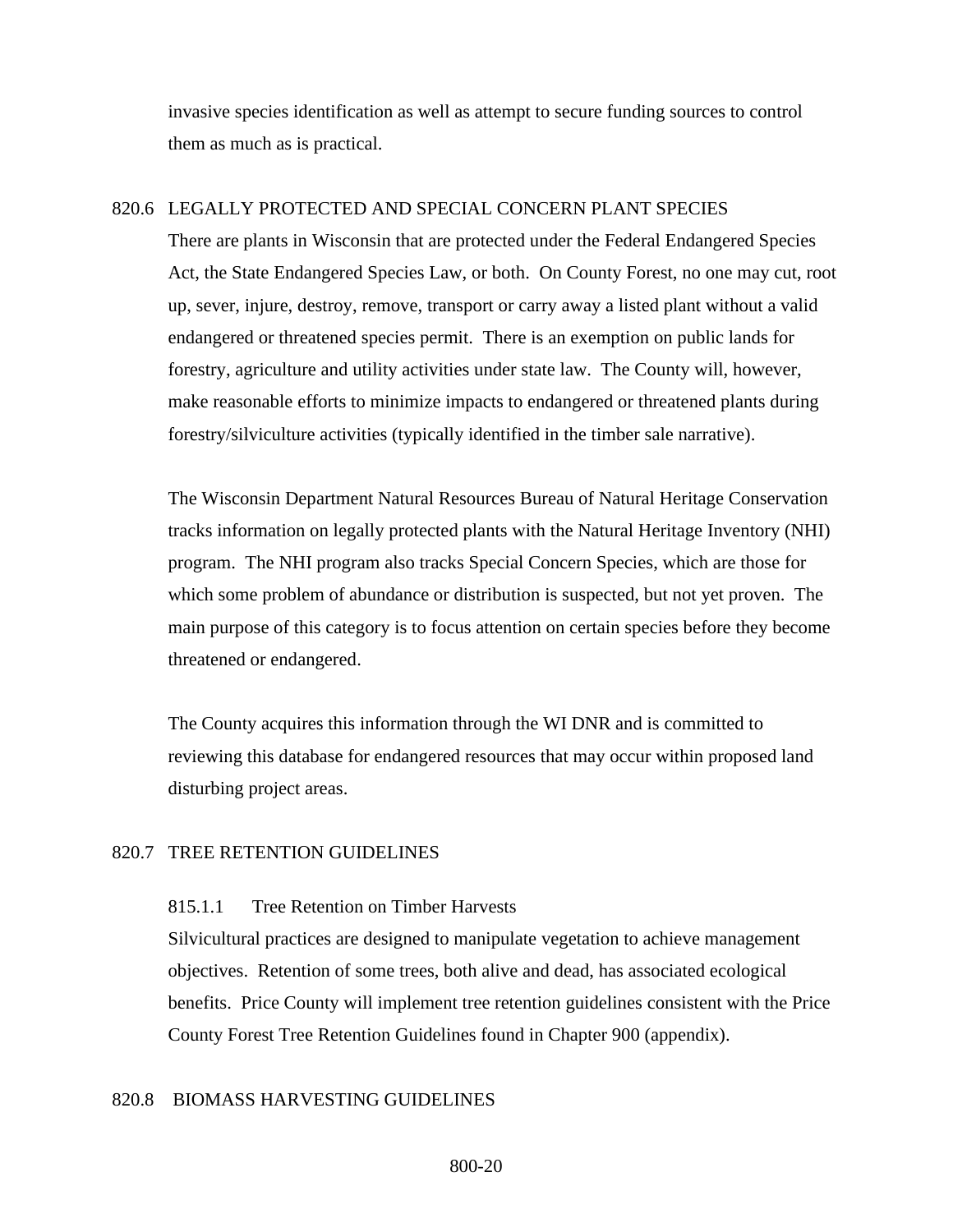invasive species identification as well as attempt to secure funding sources to control them as much as is practical.

## 820.6 LEGALLY PROTECTED AND SPECIAL CONCERN PLANT SPECIES

There are plants in Wisconsin that are protected under the Federal Endangered Species Act, the State Endangered Species Law, or both. On County Forest, no one may cut, root up, sever, injure, destroy, remove, transport or carry away a listed plant without a valid endangered or threatened species permit. There is an exemption on public lands for forestry, agriculture and utility activities under state law. The County will, however, make reasonable efforts to minimize impacts to endangered or threatened plants during forestry/silviculture activities (typically identified in the timber sale narrative).

The Wisconsin Department Natural Resources Bureau of Natural Heritage Conservation tracks information on legally protected plants with the Natural Heritage Inventory (NHI) program. The NHI program also tracks Special Concern Species, which are those for which some problem of abundance or distribution is suspected, but not yet proven. The main purpose of this category is to focus attention on certain species before they become threatened or endangered.

The County acquires this information through the WI DNR and is committed to reviewing this database for endangered resources that may occur within proposed land disturbing project areas.

## 820.7 TREE RETENTION GUIDELINES

### 815.1.1 Tree Retention on Timber Harvests

Silvicultural practices are designed to manipulate vegetation to achieve management objectives. Retention of some trees, both alive and dead, has associated ecological benefits. Price County will implement tree retention guidelines consistent with the Price County Forest Tree Retention Guidelines found in Chapter 900 (appendix).

## 820.8 BIOMASS HARVESTING GUIDELINES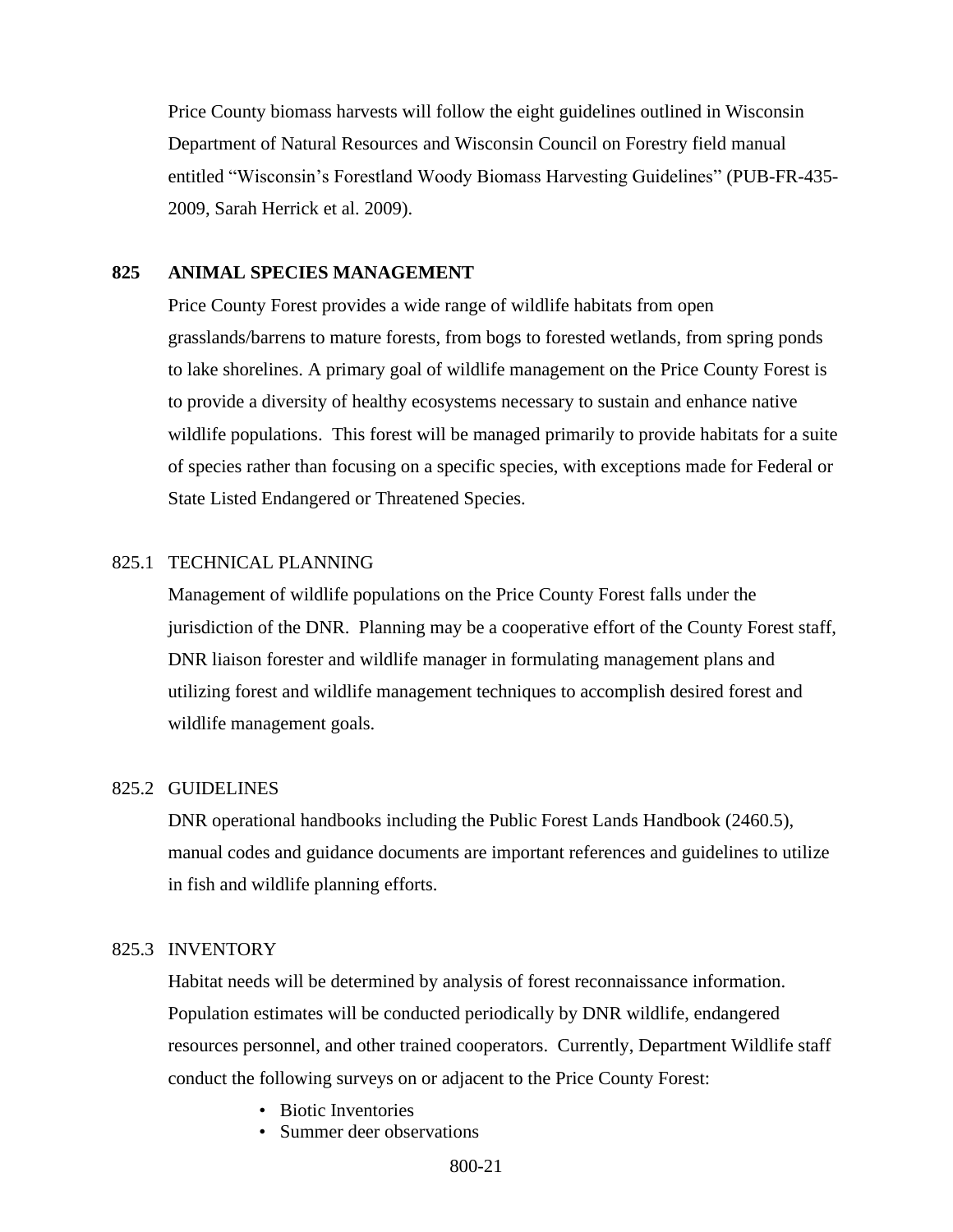Price County biomass harvests will follow the eight guidelines outlined in Wisconsin Department of Natural Resources and Wisconsin Council on Forestry field manual entitled "Wisconsin's Forestland Woody Biomass Harvesting Guidelines" (PUB-FR-435-2009, Sarah Herrick et al. 2009).

## 825 ANIMAL SPECIES MANAGEMENT

Price County Forest provides a wide range of wildlife habitats from open grasslands/barrens to mature forests, from bogs to forested wetlands, from spring ponds to lake shorelines. A primary goal of wildlife management on the Price County Forest is to provide a diversity of healthy ecosystems necessary to sustain and enhance native wildlife populations. This forest will be managed primarily to provide habitats for a suite of species rather than focusing on a specific species, with exceptions made for Federal or State Listed Endangered or Threatened Species.

### 825.1 TECHNICAL PLANNING

Management of wildlife populations on the Price County Forest falls under the jurisdiction of the DNR. Planning may be a cooperative effort of the County Forest staff, DNR liaison forester and wildlife manager in formulating management plans and utilizing forest and wildlife management techniques to accomplish desired forest and wildlife management goals.

### 825.2 GUIDELINES

DNR operational handbooks including the Public Forest Lands Handbook (2460.5), manual codes and guidance documents are important references and guidelines to utilize in fish and wildlife planning efforts.

### 825.3 INVENTORY

Habitat needs will be determined by analysis of forest reconnaissance information. Population estimates will be conducted periodically by DNR wildlife, endangered resources personnel, and other trained cooperators. Currently, Department Wildlife staff conduct the following surveys on or adjacent to the Price County Forest:

- Biotic Inventories
- Summer deer observations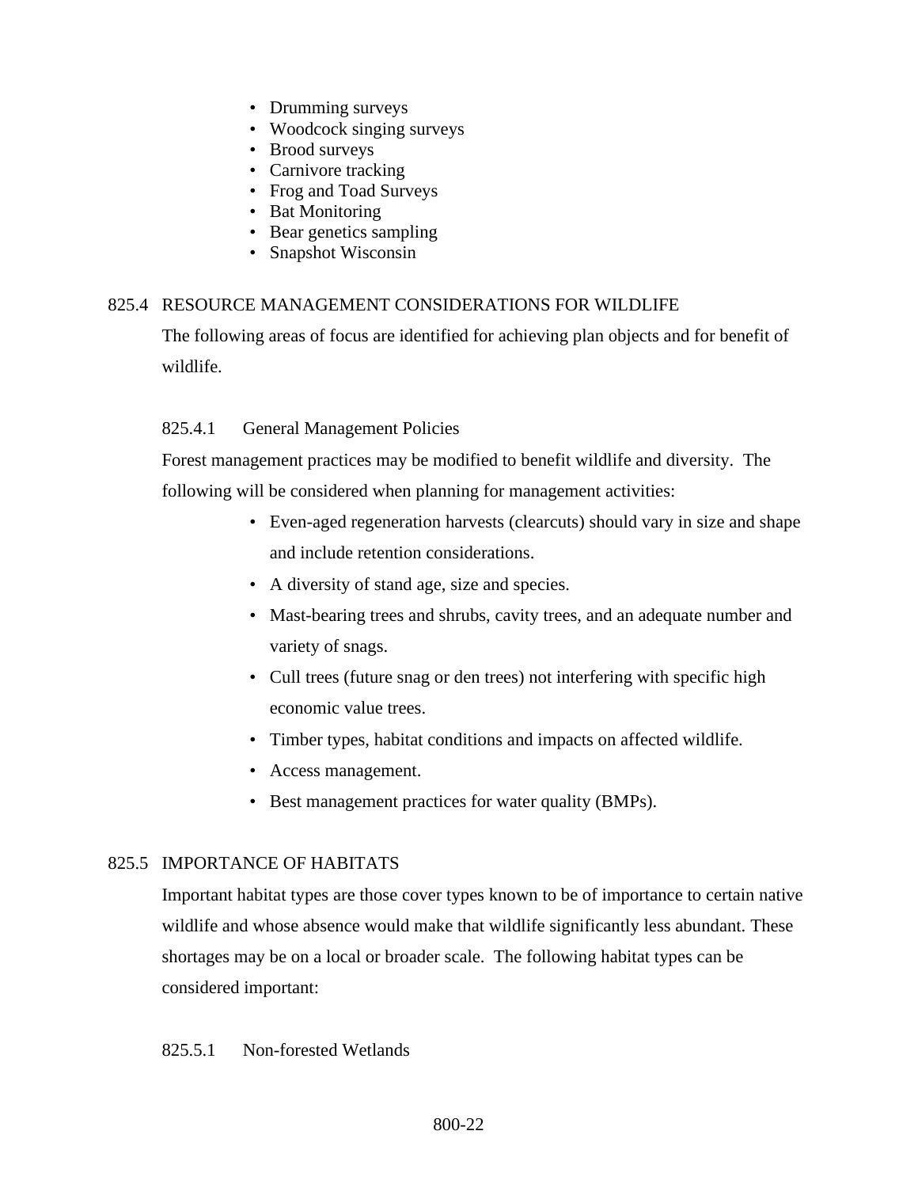- Drumming surveys
- Woodcock singing surveys
- Brood surveys
- Carnivore tracking
- Frog and Toad Surveys
- Bat Monitoring
- Bear genetics sampling
- Snapshot Wisconsin

## 825.4 RESOURCE MANAGEMENT CONSIDERATIONS FOR WILDLIFE

The following areas of focus are identified for achieving plan objects and for benefit of wildlife.

### 825.4.1 General Management Policies

Forest management practices may be modified to benefit wildlife and diversity. The following will be considered when planning for management activities:

- Even-aged regeneration harvests (clearcuts) should vary in size and shape and include retention considerations.
- A diversity of stand age, size and species.
- Mast-bearing trees and shrubs, cavity trees, and an adequate number and variety of snags.
- Cull trees (future snag or den trees) not interfering with specific high economic value trees.
- Timber types, habitat conditions and impacts on affected wildlife.
- Access management.
- Best management practices for water quality (BMPs).

## 825.5 IMPORTANCE OF HABITATS

Important habitat types are those cover types known to be of importance to certain native wildlife and whose absence would make that wildlife significantly less abundant. These shortages may be on a local or broader scale. The following habitat types can be considered important:

### 825.5.1 Non-forested Wetlands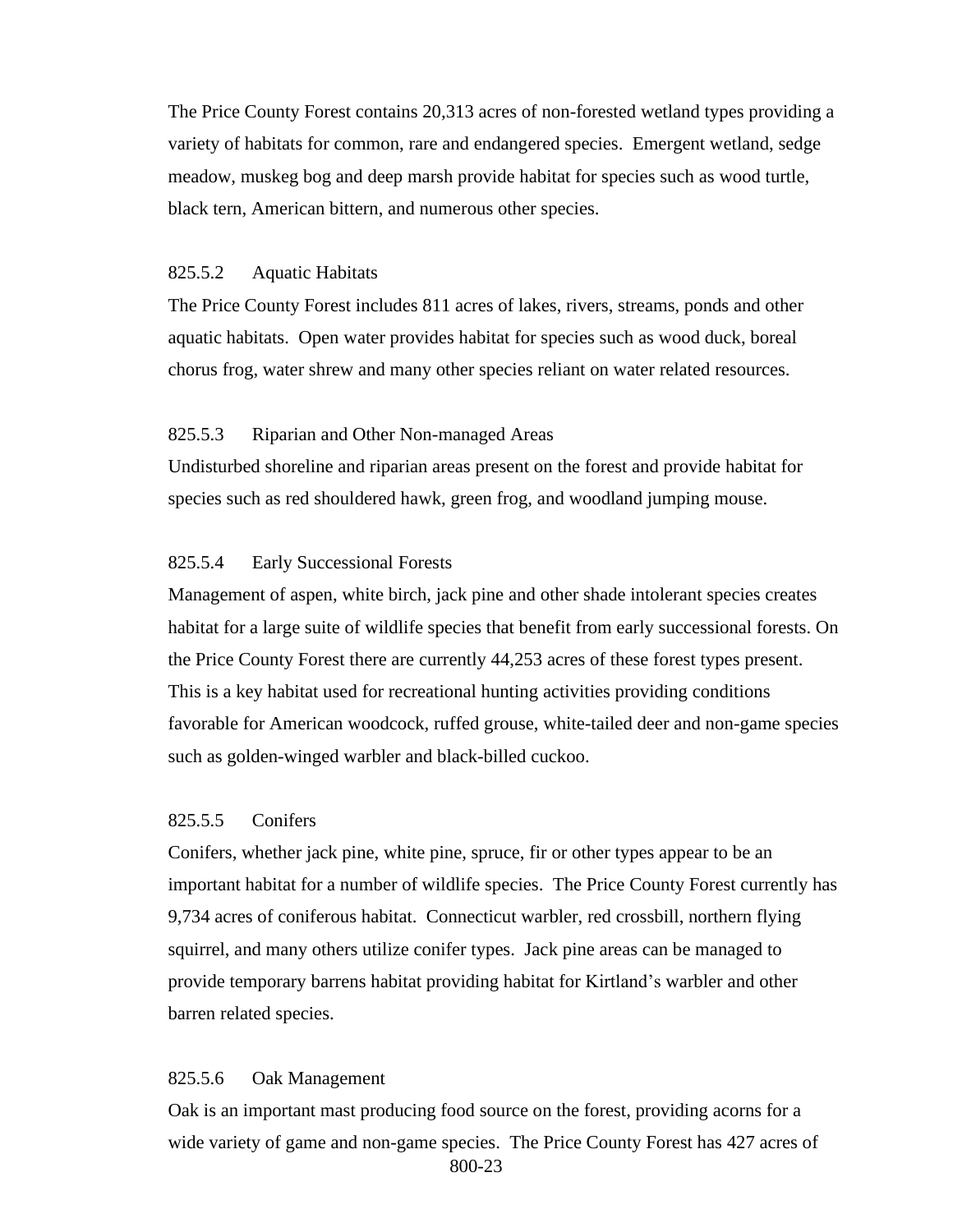The Price County Forest contains 20,313 acres of non-forested wetland types providing a variety of habitats for common, rare and endangered species. Emergent wetland, sedge meadow, muskeg bog and deep marsh provide habitat for species such as wood turtle, black tern, American bittern, and numerous other species.

### 825.5.2 Aquatic Habitats

The Price County Forest includes 811 acres of lakes, rivers, streams, ponds and other aquatic habitats. Open water provides habitat for species such as wood duck, boreal chorus frog, water shrew and many other species reliant on water related resources.

### 825.5.3 Riparian and Other Non-managed Areas

Undisturbed shoreline and riparian areas present on the forest and provide habitat for species such as red shouldered hawk, green frog, and woodland jumping mouse.

### 825.5.4 Early Successional Forests

Management of aspen, white birch, jack pine and other shade intolerant species creates habitat for a large suite of wildlife species that benefit from early successional forests. On the Price County Forest there are currently 44,253 acres of these forest types present. This is a key habitat used for recreational hunting activities providing conditions favorable for American woodcock, ruffed grouse, white-tailed deer and non-game species such as golden-winged warbler and black-billed cuckoo.

### 825.5.5 Conifers

Conifers, whether jack pine, white pine, spruce, fir or other types appear to be an important habitat for a number of wildlife species. The Price County Forest currently has 9,734 acres of coniferous habitat. Connecticut warbler, red crossbill, northern flying squirrel, and many others utilize conifer types. Jack pine areas can be managed to provide temporary barrens habitat providing habitat for Kirtland's warbler and other barren related species.

### 825.5.6 Oak Management

Oak is an important mast producing food source on the forest, providing acorns for a wide variety of game and non-game species. The Price County Forest has 427 acres of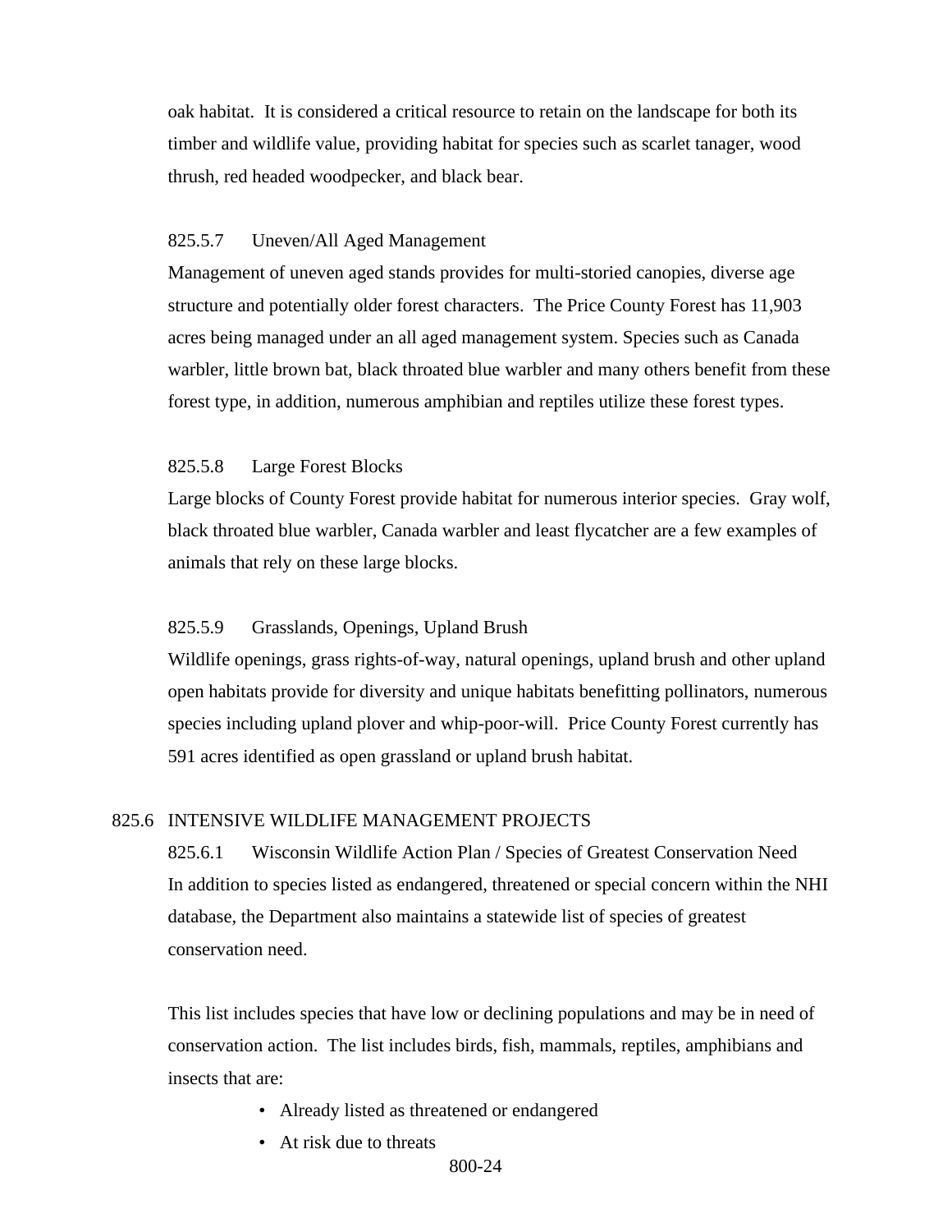oak habitat. It is considered a critical resource to retain on the landscape for both its timber and wildlife value, providing habitat for species such as scarlet tanager, wood thrush, red headed woodpecker, and black bear.

#### 825.5.7 Uneven/All Aged Management

Management of uneven aged stands provides for multi-storied canopies, diverse age structure and potentially older forest characters. The Price County Forest has 11,903 acres being managed under an all aged management system. Species such as Canada warbler, little brown bat, black throated blue warbler and many others benefit from these forest type, in addition, numerous amphibian and reptiles utilize these forest types.

#### 825.5.8 Large Forest Blocks

Large blocks of County Forest provide habitat for numerous interior species. Gray wolf, black throated blue warbler, Canada warbler and least flycatcher are a few examples of animals that rely on these large blocks.

#### 825.5.9 Grasslands, Openings, Upland Brush

Wildlife openings, grass rights-of-way, natural openings, upland brush and other upland open habitats provide for diversity and unique habitats benefitting pollinators, numerous species including upland plover and whip-poor-will. Price County Forest currently has 591 acres identified as open grassland or upland brush habitat.

### 825.6 INTENSIVE WILDLIFE MANAGEMENT PROJECTS

#### 825.6.1 Wisconsin Wildlife Action Plan / Species of Greatest Conservation Need

In addition to species listed as endangered, threatened or special concern within the NHI database, the Department also maintains a statewide list of species of greatest conservation need.

This list includes species that have low or declining populations and may be in need of conservation action. The list includes birds, fish, mammals, reptiles, amphibians and insects that are:

- Already listed as threatened or endangered
- At risk due to threats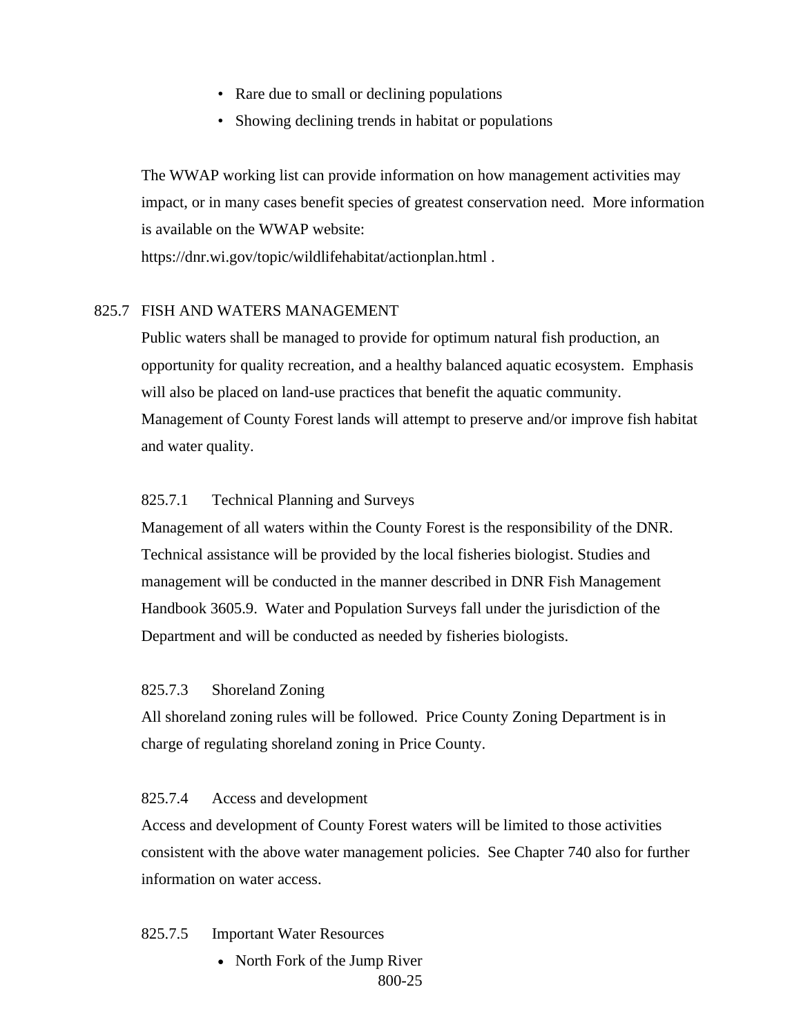- Rare due to small or declining populations
- Showing declining trends in habitat or populations

The WWAP working list can provide information on how management activities may impact, or in many cases benefit species of greatest conservation need. More information is available on the WWAP website: https://dnr.wi.gov/topic/wildlifehabitat/actionplan.html .

## 825.7 FISH AND WATERS MANAGEMENT

Public waters shall be managed to provide for optimum natural fish production, an opportunity for quality recreation, and a healthy balanced aquatic ecosystem. Emphasis will also be placed on land-use practices that benefit the aquatic community. Management of County Forest lands will attempt to preserve and/or improve fish habitat and water quality.

### 825.7.1 Technical Planning and Surveys

Management of all waters within the County Forest is the responsibility of the DNR. Technical assistance will be provided by the local fisheries biologist. Studies and management will be conducted in the manner described in DNR Fish Management Handbook 3605.9. Water and Population Surveys fall under the jurisdiction of the Department and will be conducted as needed by fisheries biologists.

### 825.7.3 Shoreland Zoning

All shoreland zoning rules will be followed. Price County Zoning Department is in charge of regulating shoreland zoning in Price County.

### 825.7.4 Access and development

Access and development of County Forest waters will be limited to those activities consistent with the above water management policies. See Chapter 740 also for further information on water access.

### 825.7.5 Important Water Resources

- North Fork of the Jump River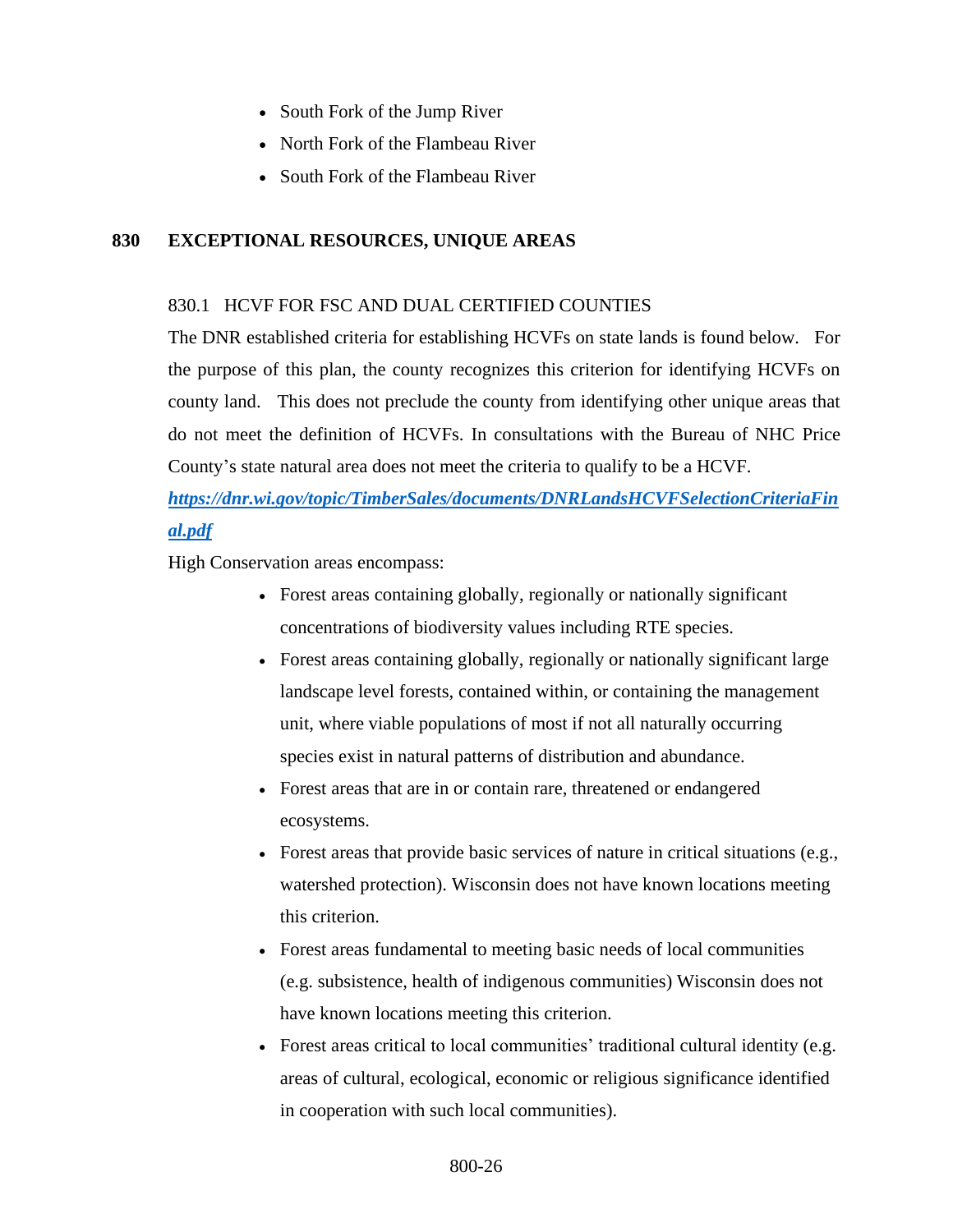- South Fork of the Jump River
- North Fork of the Flambeau River
- South Fork of the Flambeau River

## 830 EXCEPTIONAL RESOURCES, UNIQUE AREAS

### 830.1 HCVF FOR FSC AND DUAL CERTIFIED COUNTIES

The DNR established criteria for establishing HCVFs on state lands is found below. For the purpose of this plan, the county recognizes this criterion for identifying HCVFs on county land. This does not preclude the county from identifying other unique areas that do not meet the definition of HCVFs. In consultations with the Bureau of NHC Price County's state natural area does not meet the criteria to qualify to be a HCVF.

***https://dnr.wi.gov/topic/TimberSales/documents/DNRLandsHCVFSelectionCriteriaFinal.pdf***

High Conservation areas encompass:

- Forest areas containing globally, regionally or nationally significant concentrations of biodiversity values including RTE species.
- Forest areas containing globally, regionally or nationally significant large landscape level forests, contained within, or containing the management unit, where viable populations of most if not all naturally occurring species exist in natural patterns of distribution and abundance.
- Forest areas that are in or contain rare, threatened or endangered ecosystems.
- Forest areas that provide basic services of nature in critical situations (e.g., watershed protection). Wisconsin does not have known locations meeting this criterion.
- Forest areas fundamental to meeting basic needs of local communities (e.g. subsistence, health of indigenous communities) Wisconsin does not have known locations meeting this criterion.
- Forest areas critical to local communities' traditional cultural identity (e.g. areas of cultural, ecological, economic or religious significance identified in cooperation with such local communities).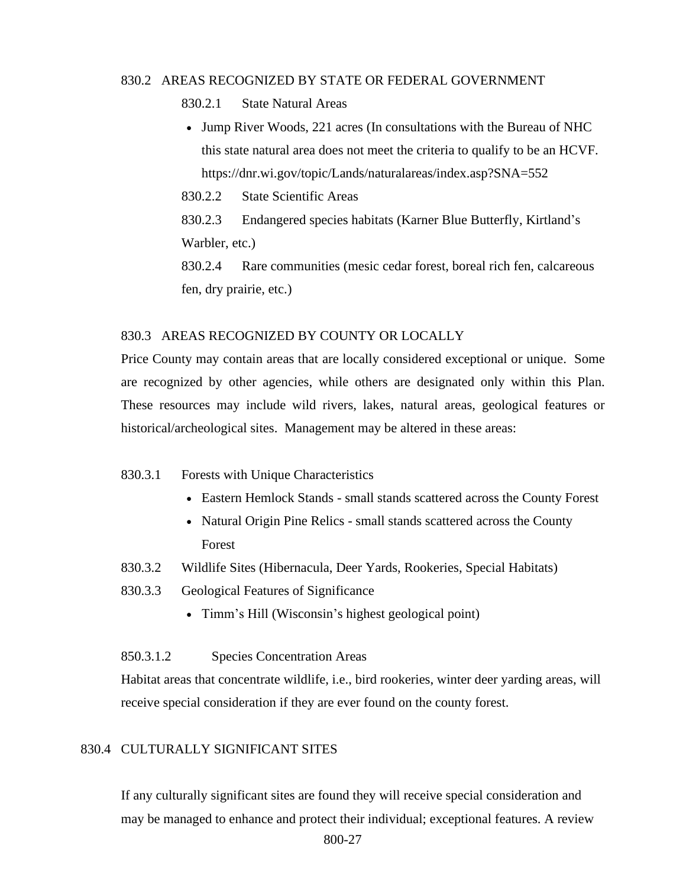## 830.2 AREAS RECOGNIZED BY STATE OR FEDERAL GOVERNMENT

830.2.1 State Natural Areas

- Jump River Woods, 221 acres (In consultations with the Bureau of NHC this state natural area does not meet the criteria to qualify to be an HCVF. https://dnr.wi.gov/topic/Lands/naturalareas/index.asp?SNA=552

830.2.2 State Scientific Areas

830.2.3 Endangered species habitats (Karner Blue Butterfly, Kirtland's Warbler, etc.)

830.2.4 Rare communities (mesic cedar forest, boreal rich fen, calcareous fen, dry prairie, etc.)

## 830.3 AREAS RECOGNIZED BY COUNTY OR LOCALLY

Price County may contain areas that are locally considered exceptional or unique. Some are recognized by other agencies, while others are designated only within this Plan. These resources may include wild rivers, lakes, natural areas, geological features or historical/archeological sites. Management may be altered in these areas:

830.3.1 Forests with Unique Characteristics

- Eastern Hemlock Stands - small stands scattered across the County Forest
- Natural Origin Pine Relics - small stands scattered across the County Forest

830.3.2 Wildlife Sites (Hibernacula, Deer Yards, Rookeries, Special Habitats)

830.3.3 Geological Features of Significance

- Timm's Hill (Wisconsin's highest geological point)

850.3.1.2 Species Concentration Areas

Habitat areas that concentrate wildlife, i.e., bird rookeries, winter deer yarding areas, will receive special consideration if they are ever found on the county forest.

## 830.4 CULTURALLY SIGNIFICANT SITES

If any culturally significant sites are found they will receive special consideration and may be managed to enhance and protect their individual; exceptional features. A review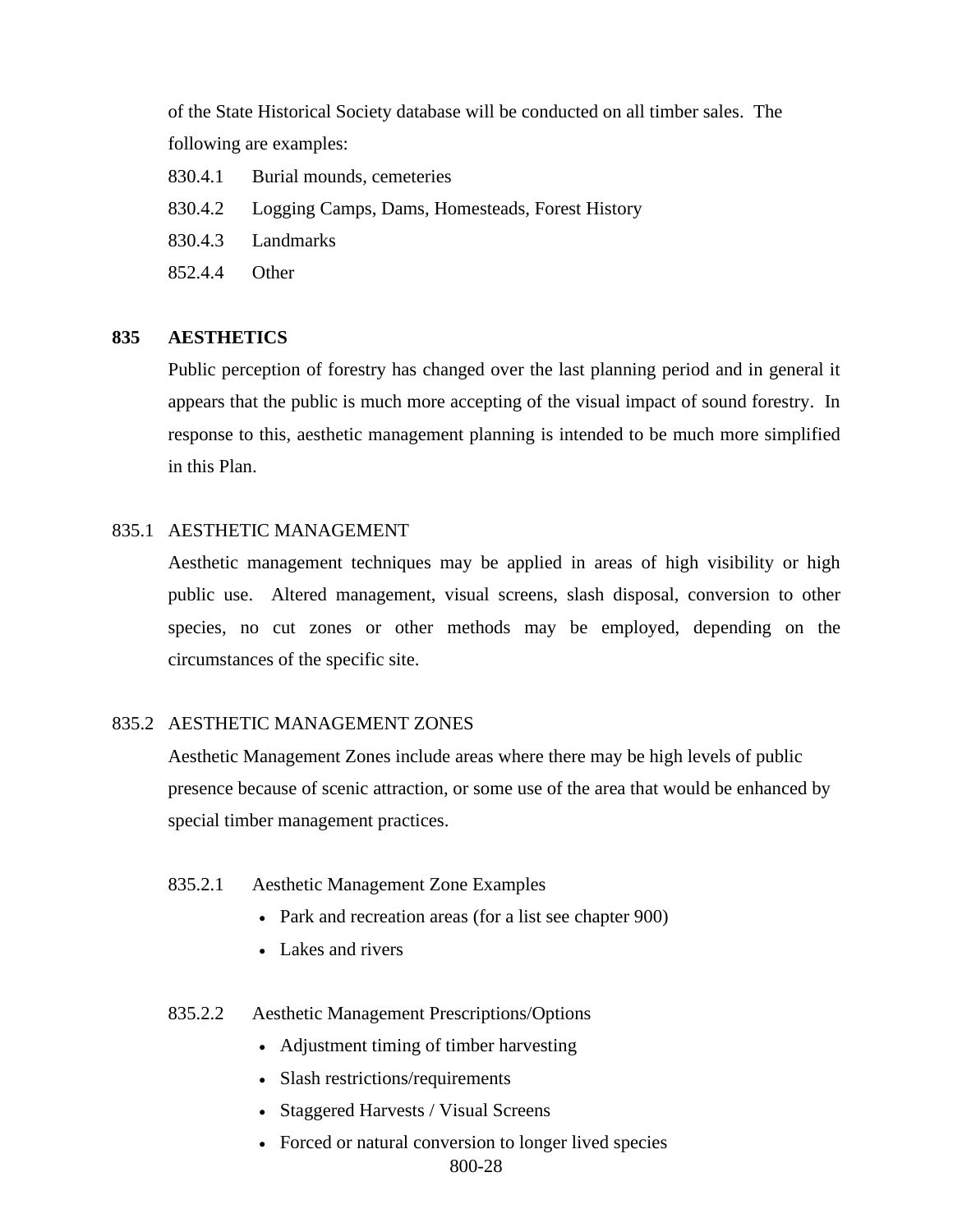of the State Historical Society database will be conducted on all timber sales. The following are examples:

830.4.1 Burial mounds, cemeteries

830.4.2 Logging Camps, Dams, Homesteads, Forest History

830.4.3 Landmarks

852.4.4 Other

## 835 AESTHETICS

Public perception of forestry has changed over the last planning period and in general it appears that the public is much more accepting of the visual impact of sound forestry. In response to this, aesthetic management planning is intended to be much more simplified in this Plan.

### 835.1 AESTHETIC MANAGEMENT

Aesthetic management techniques may be applied in areas of high visibility or high public use. Altered management, visual screens, slash disposal, conversion to other species, no cut zones or other methods may be employed, depending on the circumstances of the specific site.

### 835.2 AESTHETIC MANAGEMENT ZONES

Aesthetic Management Zones include areas where there may be high levels of public presence because of scenic attraction, or some use of the area that would be enhanced by special timber management practices.

835.2.1 Aesthetic Management Zone Examples

- Park and recreation areas (for a list see chapter 900)
- Lakes and rivers

835.2.2 Aesthetic Management Prescriptions/Options

- Adjustment timing of timber harvesting
- Slash restrictions/requirements
- Staggered Harvests / Visual Screens
- Forced or natural conversion to longer lived species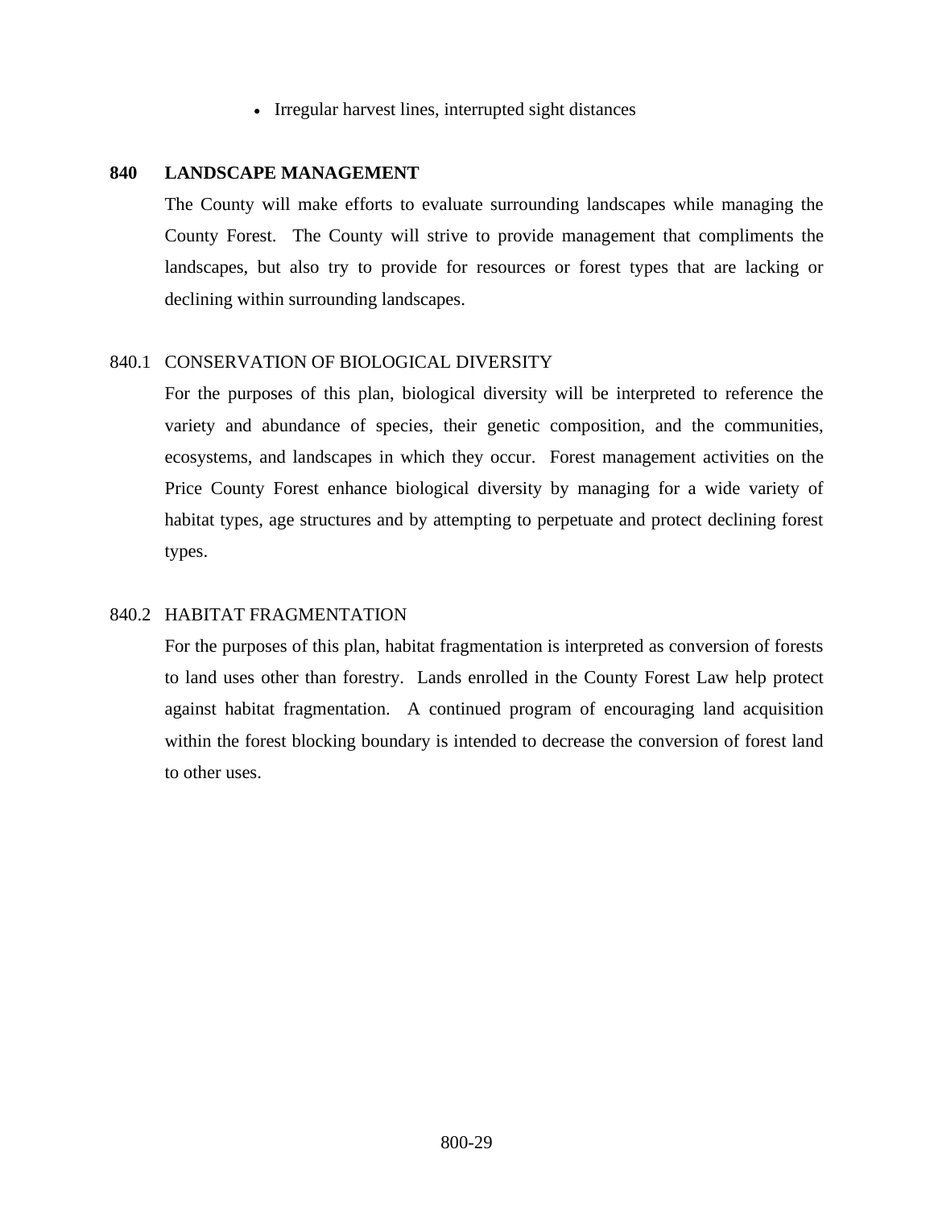- Irregular harvest lines, interrupted sight distances

## 840 LANDSCAPE MANAGEMENT

The County will make efforts to evaluate surrounding landscapes while managing the County Forest. The County will strive to provide management that compliments the landscapes, but also try to provide for resources or forest types that are lacking or declining within surrounding landscapes.

### 840.1 CONSERVATION OF BIOLOGICAL DIVERSITY

For the purposes of this plan, biological diversity will be interpreted to reference the variety and abundance of species, their genetic composition, and the communities, ecosystems, and landscapes in which they occur. Forest management activities on the Price County Forest enhance biological diversity by managing for a wide variety of habitat types, age structures and by attempting to perpetuate and protect declining forest types.

### 840.2 HABITAT FRAGMENTATION

For the purposes of this plan, habitat fragmentation is interpreted as conversion of forests to land uses other than forestry. Lands enrolled in the County Forest Law help protect against habitat fragmentation. A continued program of encouraging land acquisition within the forest blocking boundary is intended to decrease the conversion of forest land to other uses.